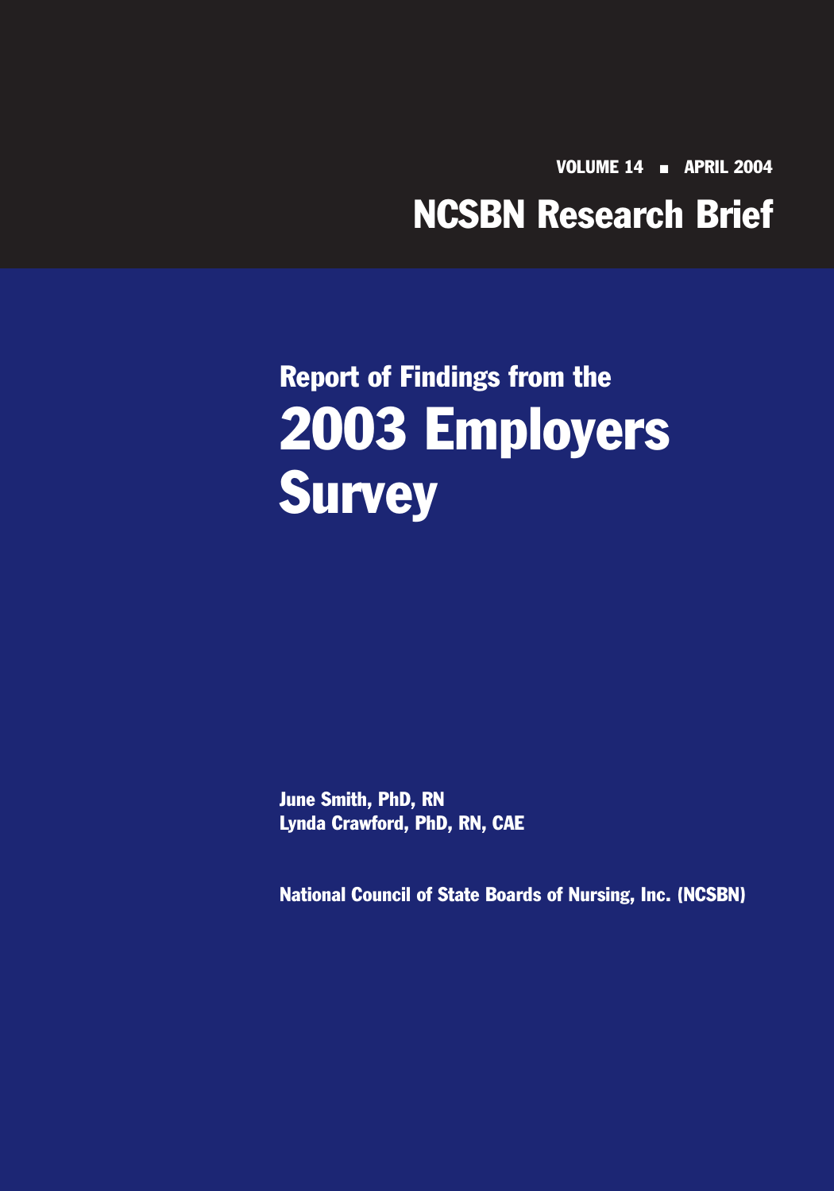VOLUME 14 ■ APRIL 2004

# NCSBN Research Brief

## Report of Findings from the

# 2003 Employers Survey

**June Smith, PhD, RN**
**Lynda Crawford, PhD, RN, CAE**

**National Council of State Boards of Nursing, Inc. (NCSBN)**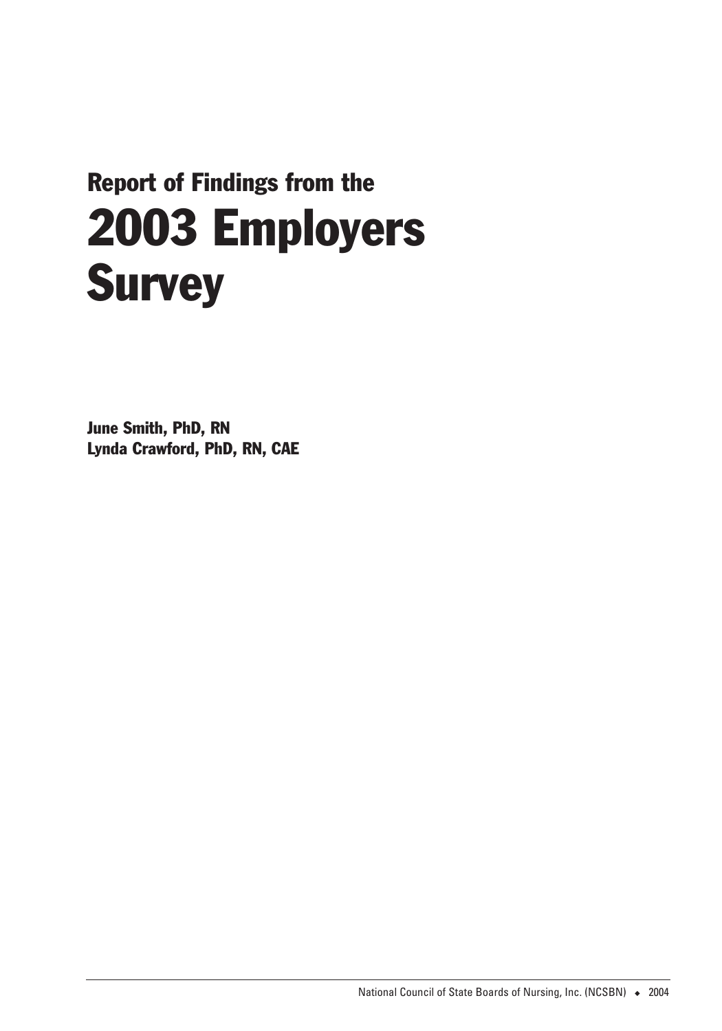## Report of Findings from the

# 2003 Employers Survey

**June Smith, PhD, RN**
**Lynda Crawford, PhD, RN, CAE**

National Council of State Boards of Nursing, Inc. (NCSBN) ◆ 2004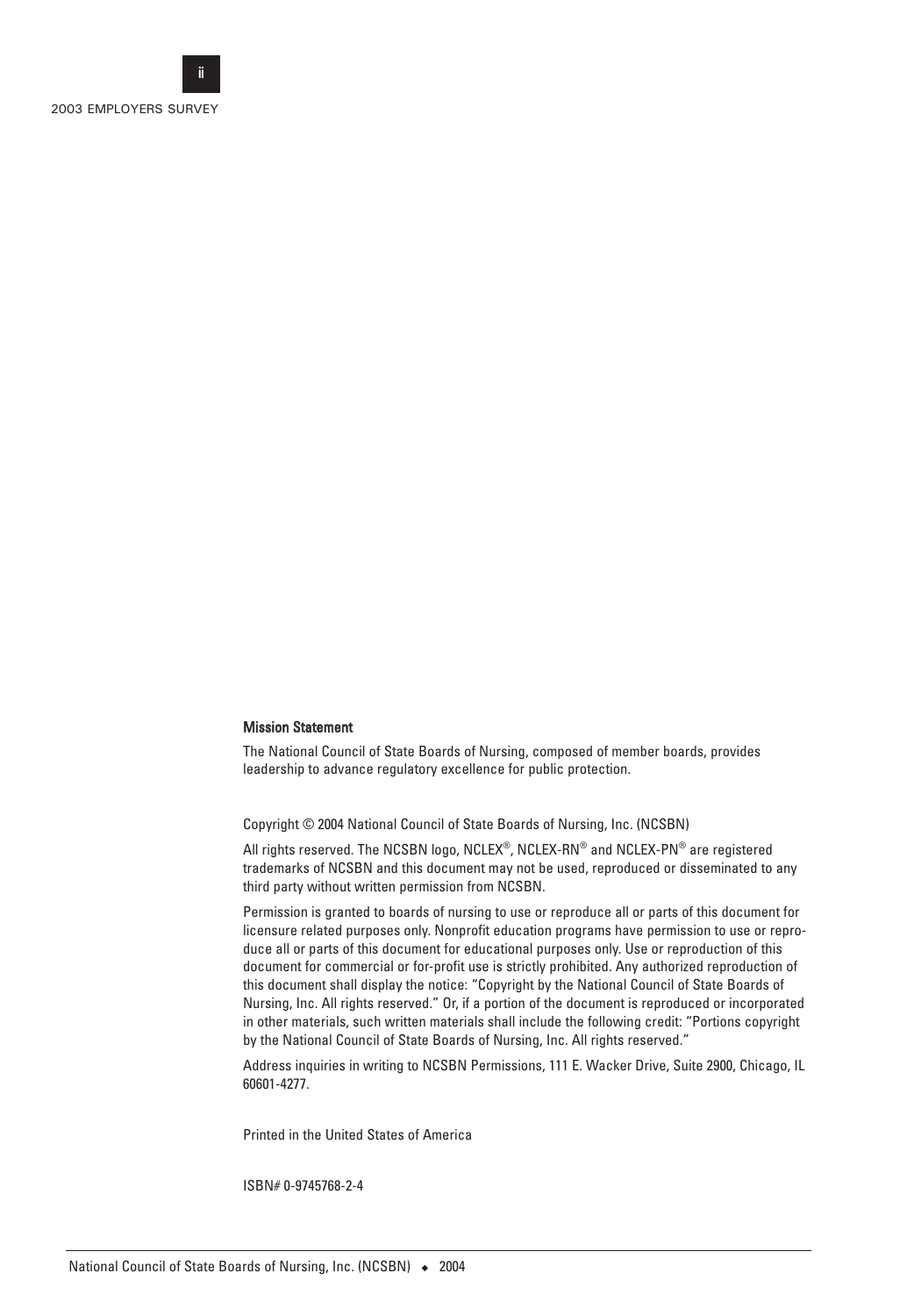**Mission Statement**

The National Council of State Boards of Nursing, composed of member boards, provides leadership to advance regulatory excellence for public protection.

Copyright © 2004 National Council of State Boards of Nursing, Inc. (NCSBN)

All rights reserved. The NCSBN logo, NCLEX®, NCLEX-RN® and NCLEX-PN® are registered trademarks of NCSBN and this document may not be used, reproduced or disseminated to any third party without written permission from NCSBN.

Permission is granted to boards of nursing to use or reproduce all or parts of this document for licensure related purposes only. Nonprofit education programs have permission to use or reproduce all or parts of this document for educational purposes only. Use or reproduction of this document for commercial or for-profit use is strictly prohibited. Any authorized reproduction of this document shall display the notice: "Copyright by the National Council of State Boards of Nursing, Inc. All rights reserved." Or, if a portion of the document is reproduced or incorporated in other materials, such written materials shall include the following credit: "Portions copyright by the National Council of State Boards of Nursing, Inc. All rights reserved."

Address inquiries in writing to NCSBN Permissions, 111 E. Wacker Drive, Suite 2900, Chicago, IL 60601-4277.

Printed in the United States of America

ISBN# 0-9745768-2-4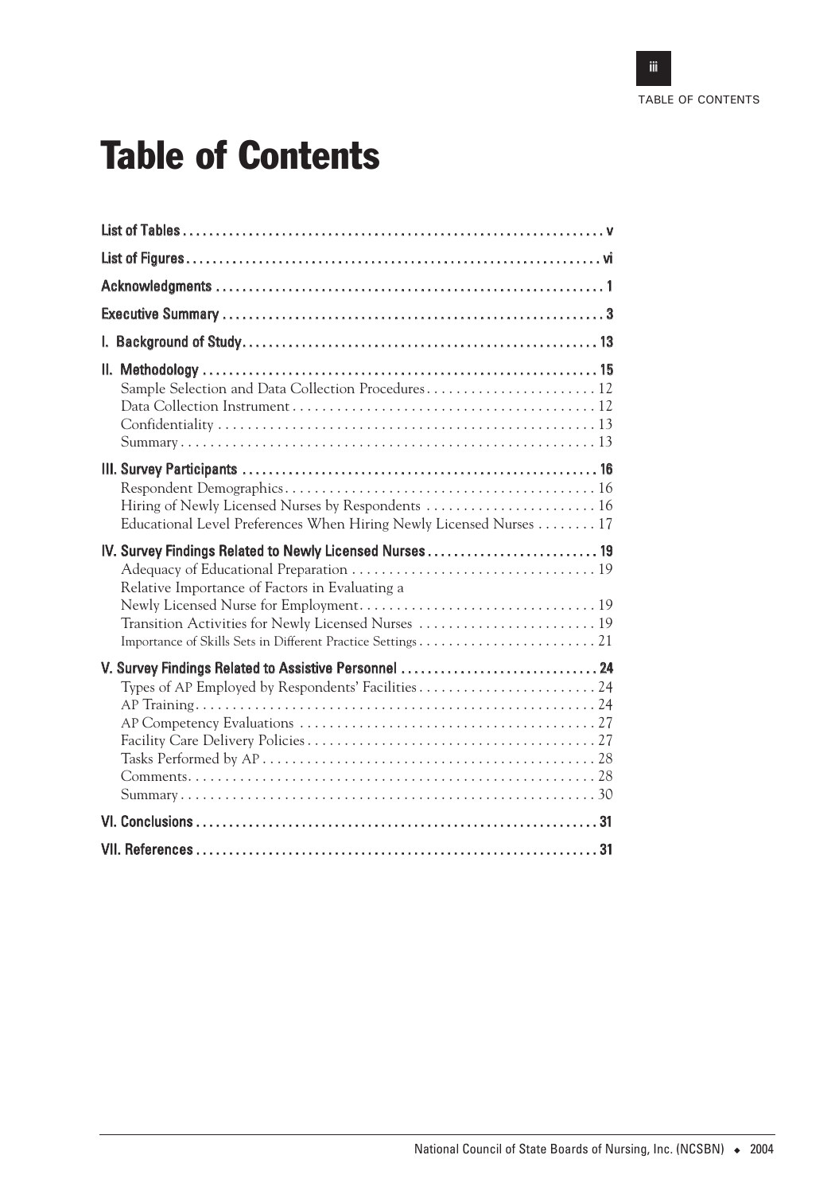# Table of Contents

| | |
|---|---|
| **List of Tables** | **v** |
| **List of Figures** | **vi** |
| **Acknowledgments** | **1** |
| **Executive Summary** | **3** |
| **I. Background of Study** | **13** |
| **II. Methodology** | **15** |
| Sample Selection and Data Collection Procedures | 12 |
| Data Collection Instrument | 12 |
| Confidentiality | 13 |
| Summary | 13 |
| **III. Survey Participants** | **16** |
| Respondent Demographics | 16 |
| Hiring of Newly Licensed Nurses by Respondents | 16 |
| Educational Level Preferences When Hiring Newly Licensed Nurses | 17 |
| **IV. Survey Findings Related to Newly Licensed Nurses** | **19** |
| Adequacy of Educational Preparation | 19 |
| Relative Importance of Factors in Evaluating a Newly Licensed Nurse for Employment | 19 |
| Transition Activities for Newly Licensed Nurses | 19 |
| Importance of Skills Sets in Different Practice Settings | 21 |
| **V. Survey Findings Related to Assistive Personnel** | **24** |
| Types of AP Employed by Respondents' Facilities | 24 |
| AP Training | 24 |
| AP Competency Evaluations | 27 |
| Facility Care Delivery Policies | 27 |
| Tasks Performed by AP | 28 |
| Comments | 28 |
| Summary | 30 |
| **VI. Conclusions** | **31** |
| **VII. References** | **31** |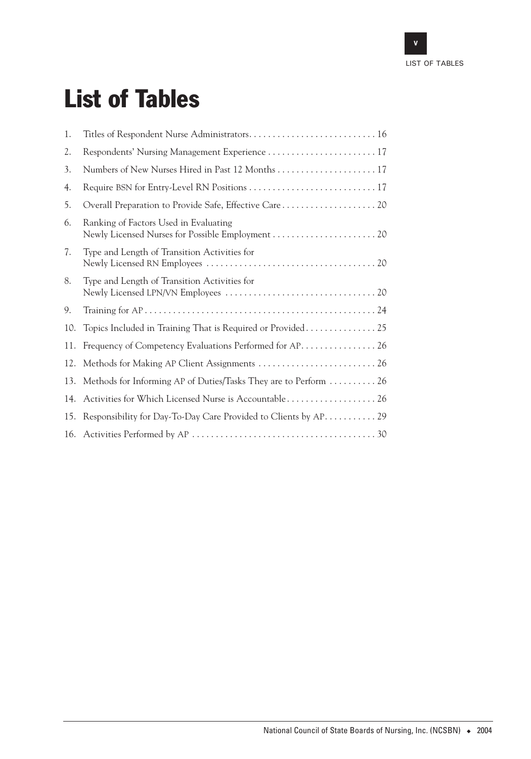# List of Tables

1. Titles of Respondent Nurse Administrators. . . . . . . . . . . . . . . . . . . . . . . . . . . 16
2. Respondents' Nursing Management Experience . . . . . . . . . . . . . . . . . . . . . . . 17
3. Numbers of New Nurses Hired in Past 12 Months . . . . . . . . . . . . . . . . . . . . . 17
4. Require BSN for Entry-Level RN Positions . . . . . . . . . . . . . . . . . . . . . . . . . . . 17
5. Overall Preparation to Provide Safe, Effective Care . . . . . . . . . . . . . . . . . . . . 20
6. Ranking of Factors Used in Evaluating Newly Licensed Nurses for Possible Employment . . . . . . . . . . . . . . . . . . . . . . 20
7. Type and Length of Transition Activities for Newly Licensed RN Employees . . . . . . . . . . . . . . . . . . . . . . . . . . . . . . . . . . . . 20
8. Type and Length of Transition Activities for Newly Licensed LPN/VN Employees . . . . . . . . . . . . . . . . . . . . . . . . . . . . . . . . 20
9. Training for AP . . . . . . . . . . . . . . . . . . . . . . . . . . . . . . . . . . . . . . . . . . . . . . . . . 24
10. Topics Included in Training That is Required or Provided. . . . . . . . . . . . . . . 25
11. Frequency of Competency Evaluations Performed for AP. . . . . . . . . . . . . . . . 26
12. Methods for Making AP Client Assignments . . . . . . . . . . . . . . . . . . . . . . . . . 26
13. Methods for Informing AP of Duties/Tasks They are to Perform . . . . . . . . . . 26
14. Activities for Which Licensed Nurse is Accountable . . . . . . . . . . . . . . . . . . . 26
15. Responsibility for Day-To-Day Care Provided to Clients by AP. . . . . . . . . . . 29
16. Activities Performed by AP . . . . . . . . . . . . . . . . . . . . . . . . . . . . . . . . . . . . . . . 30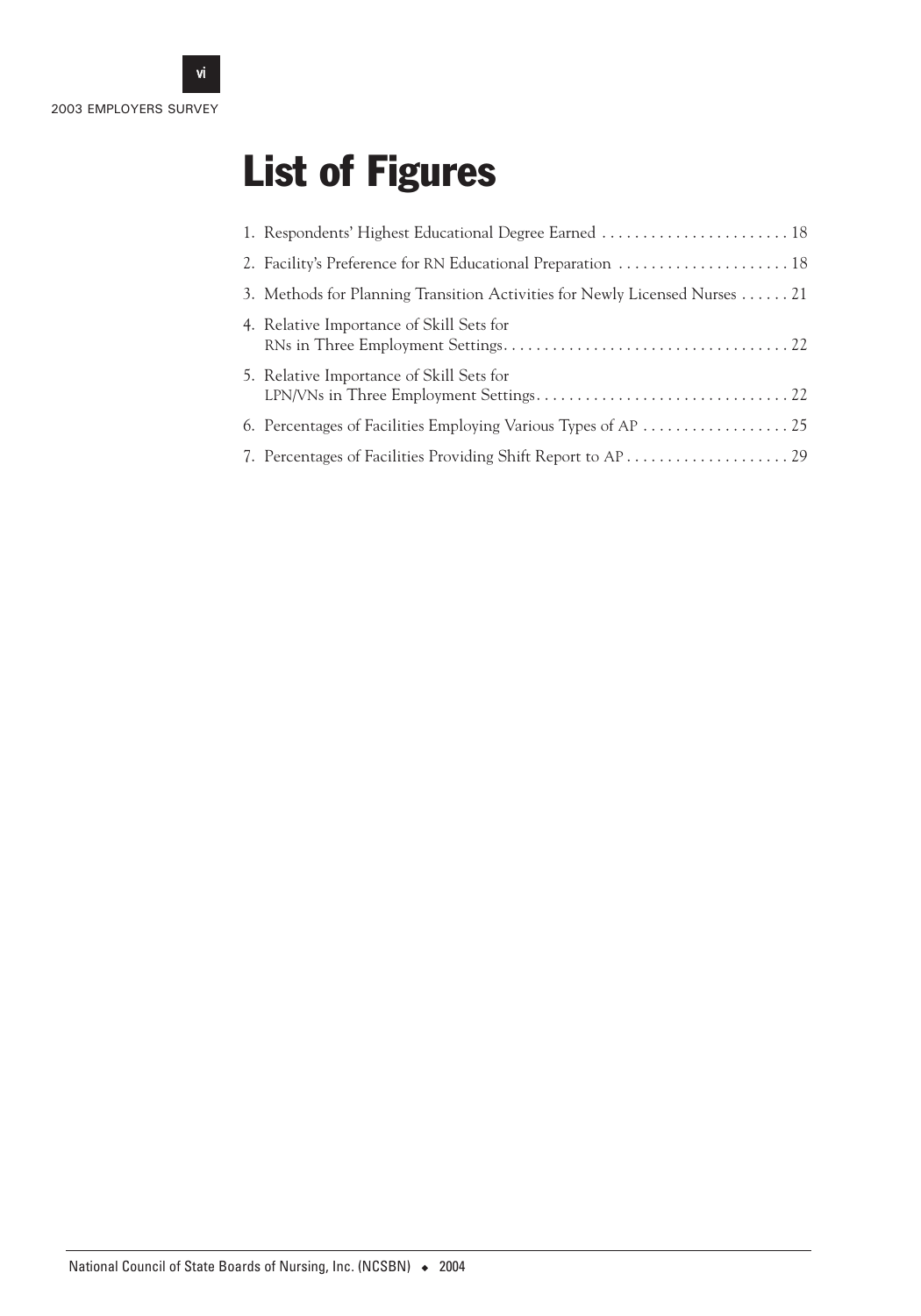# List of Figures

1. Respondents' Highest Educational Degree Earned . . . . . . . . . . . . . . . . . . . . . . . . 18
2. Facility's Preference for RN Educational Preparation . . . . . . . . . . . . . . . . . . . . . . 18
3. Methods for Planning Transition Activities for Newly Licensed Nurses . . . . . . 21
4. Relative Importance of Skill Sets for RNs in Three Employment Settings. . . . . . . . . . . . . . . . . . . . . . . . . . . . . . . . . . . . 22
5. Relative Importance of Skill Sets for LPN/VNs in Three Employment Settings. . . . . . . . . . . . . . . . . . . . . . . . . . . . . . . . 22
6. Percentages of Facilities Employing Various Types of AP . . . . . . . . . . . . . . . . . . 25
7. Percentages of Facilities Providing Shift Report to AP . . . . . . . . . . . . . . . . . . . . 29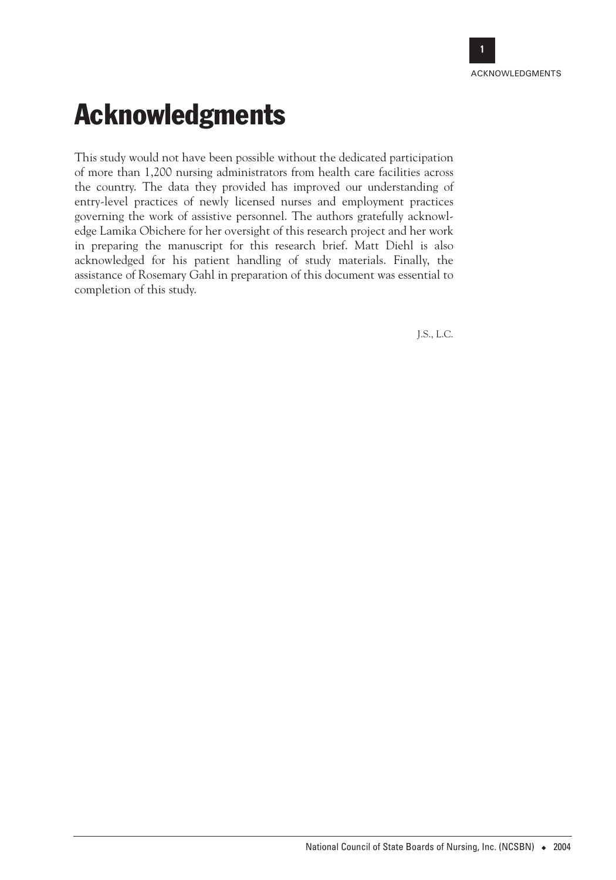# Acknowledgments

This study would not have been possible without the dedicated participation of more than 1,200 nursing administrators from health care facilities across the country. The data they provided has improved our understanding of entry-level practices of newly licensed nurses and employment practices governing the work of assistive personnel. The authors gratefully acknowledge Lamika Obichere for her oversight of this research project and her work in preparing the manuscript for this research brief. Matt Diehl is also acknowledged for his patient handling of study materials. Finally, the assistance of Rosemary Gahl in preparation of this document was essential to completion of this study.

J.S., L.C.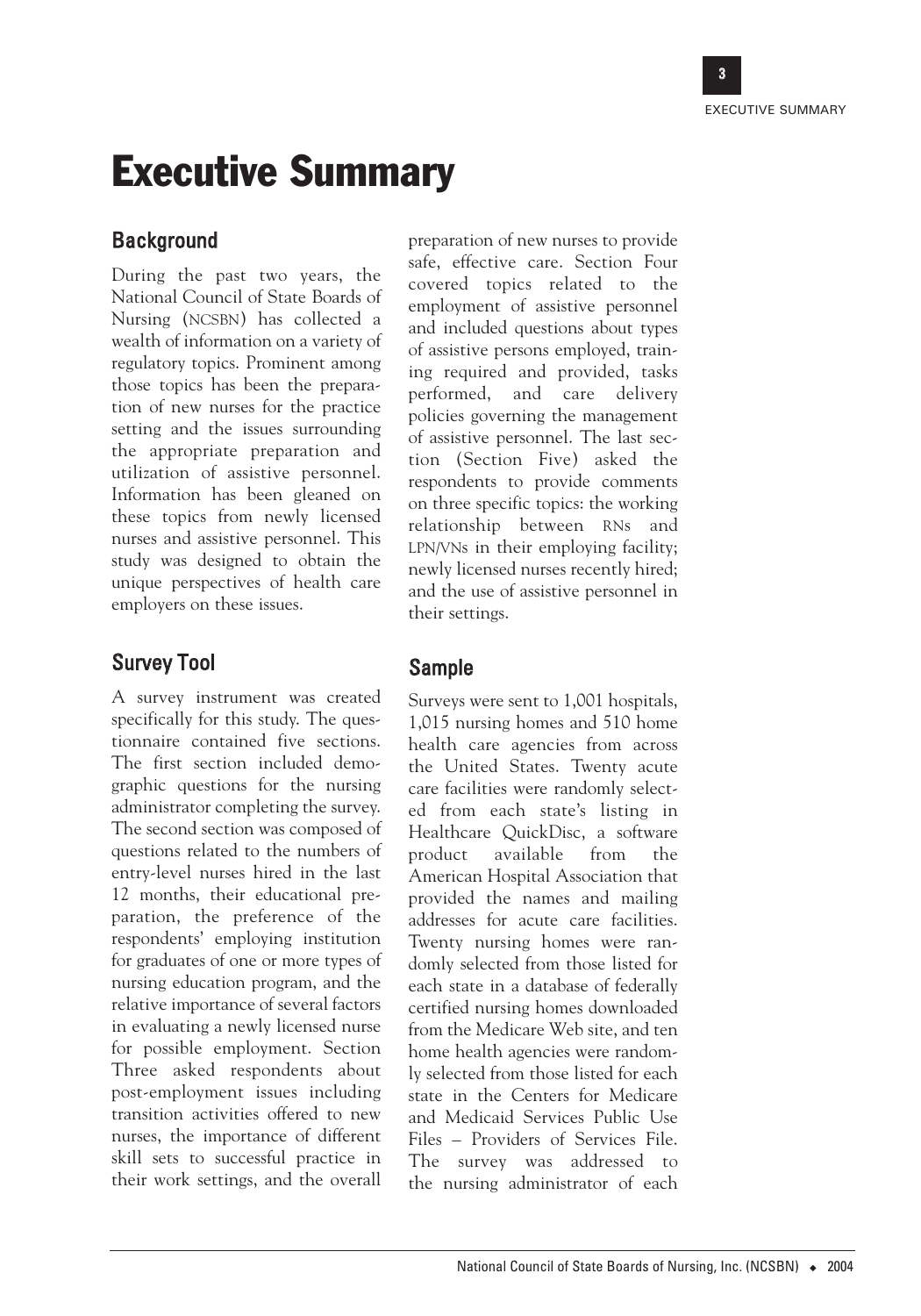# Executive Summary

## Background

During the past two years, the National Council of State Boards of Nursing (NCSBN) has collected a wealth of information on a variety of regulatory topics. Prominent among those topics has been the preparation of new nurses for the practice setting and the issues surrounding the appropriate preparation and utilization of assistive personnel. Information has been gleaned on these topics from newly licensed nurses and assistive personnel. This study was designed to obtain the unique perspectives of health care employers on these issues.

## Survey Tool

A survey instrument was created specifically for this study. The questionnaire contained five sections. The first section included demographic questions for the nursing administrator completing the survey. The second section was composed of questions related to the numbers of entry-level nurses hired in the last 12 months, their educational preparation, the preference of the respondents' employing institution for graduates of one or more types of nursing education program, and the relative importance of several factors in evaluating a newly licensed nurse for possible employment. Section Three asked respondents about post-employment issues including transition activities offered to new nurses, the importance of different skill sets to successful practice in their work settings, and the overall preparation of new nurses to provide safe, effective care. Section Four covered topics related to the employment of assistive personnel and included questions about types of assistive persons employed, training required and provided, tasks performed, and care delivery policies governing the management of assistive personnel. The last section (Section Five) asked the respondents to provide comments on three specific topics: the working relationship between RNs and LPN/VNs in their employing facility; newly licensed nurses recently hired; and the use of assistive personnel in their settings.

## Sample

Surveys were sent to 1,001 hospitals, 1,015 nursing homes and 510 home health care agencies from across the United States. Twenty acute care facilities were randomly selected from each state's listing in Healthcare QuickDisc, a software product available from the American Hospital Association that provided the names and mailing addresses for acute care facilities. Twenty nursing homes were randomly selected from those listed for each state in a database of federally certified nursing homes downloaded from the Medicare Web site, and ten home health agencies were randomly selected from those listed for each state in the Centers for Medicare and Medicaid Services Public Use Files – Providers of Services File. The survey was addressed to the nursing administrator of each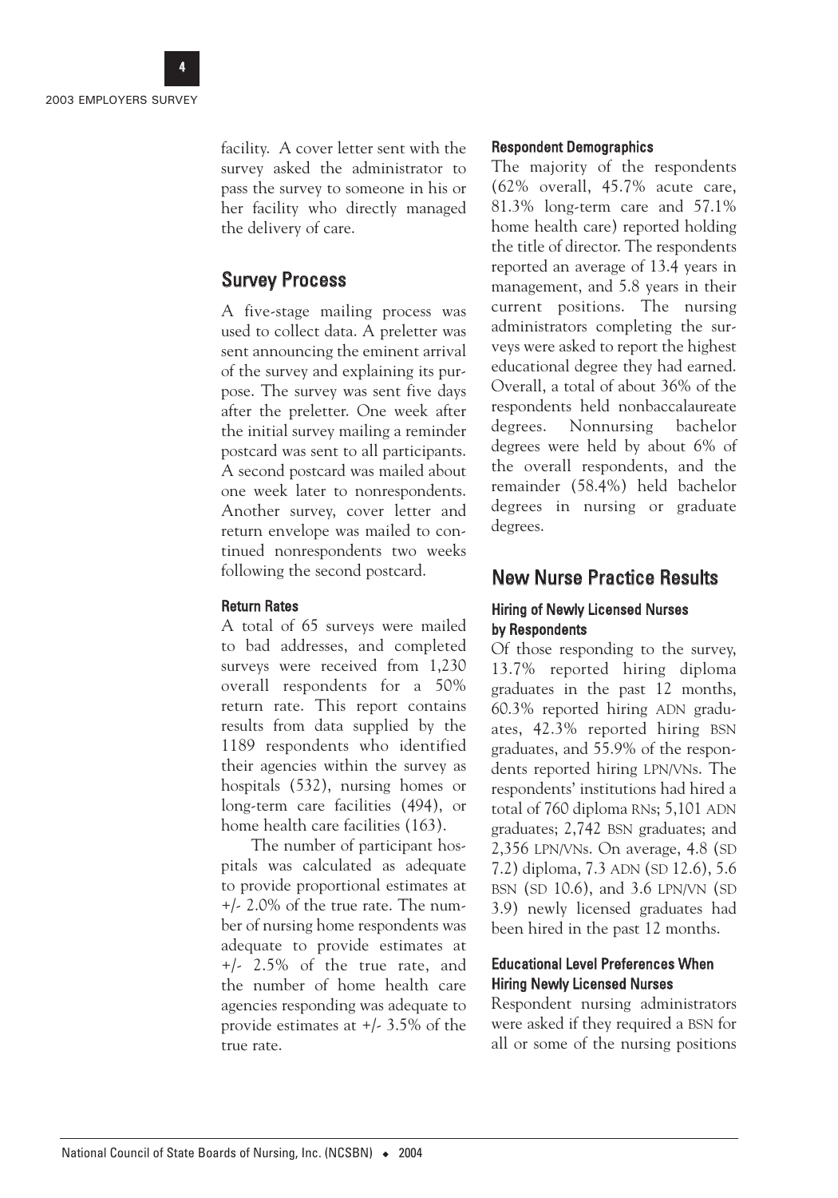facility. A cover letter sent with the survey asked the administrator to pass the survey to someone in his or her facility who directly managed the delivery of care.

## Survey Process

A five-stage mailing process was used to collect data. A preletter was sent announcing the eminent arrival of the survey and explaining its purpose. The survey was sent five days after the preletter. One week after the initial survey mailing a reminder postcard was sent to all participants. A second postcard was mailed about one week later to nonrespondents. Another survey, cover letter and return envelope was mailed to continued nonrespondents two weeks following the second postcard.

### Return Rates

A total of 65 surveys were mailed to bad addresses, and completed surveys were received from 1,230 overall respondents for a 50% return rate. This report contains results from data supplied by the 1189 respondents who identified their agencies within the survey as hospitals (532), nursing homes or long-term care facilities (494), or home health care facilities (163).

The number of participant hospitals was calculated as adequate to provide proportional estimates at +/- 2.0% of the true rate. The number of nursing home respondents was adequate to provide estimates at +/- 2.5% of the true rate, and the number of home health care agencies responding was adequate to provide estimates at +/- 3.5% of the true rate.

### Respondent Demographics

The majority of the respondents (62% overall, 45.7% acute care, 81.3% long-term care and 57.1% home health care) reported holding the title of director. The respondents reported an average of 13.4 years in management, and 5.8 years in their current positions. The nursing administrators completing the surveys were asked to report the highest educational degree they had earned. Overall, a total of about 36% of the respondents held nonbaccalaureate degrees. Nonnursing bachelor degrees were held by about 6% of the overall respondents, and the remainder (58.4%) held bachelor degrees in nursing or graduate degrees.

## New Nurse Practice Results

### Hiring of Newly Licensed Nurses by Respondents

Of those responding to the survey, 13.7% reported hiring diploma graduates in the past 12 months, 60.3% reported hiring ADN graduates, 42.3% reported hiring BSN graduates, and 55.9% of the respondents reported hiring LPN/VNs. The respondents' institutions had hired a total of 760 diploma RNs; 5,101 ADN graduates; 2,742 BSN graduates; and 2,356 LPN/VNs. On average, 4.8 (SD 7.2) diploma, 7.3 ADN (SD 12.6), 5.6 BSN (SD 10.6), and 3.6 LPN/VN (SD 3.9) newly licensed graduates had been hired in the past 12 months.

### Educational Level Preferences When Hiring Newly Licensed Nurses

Respondent nursing administrators were asked if they required a BSN for all or some of the nursing positions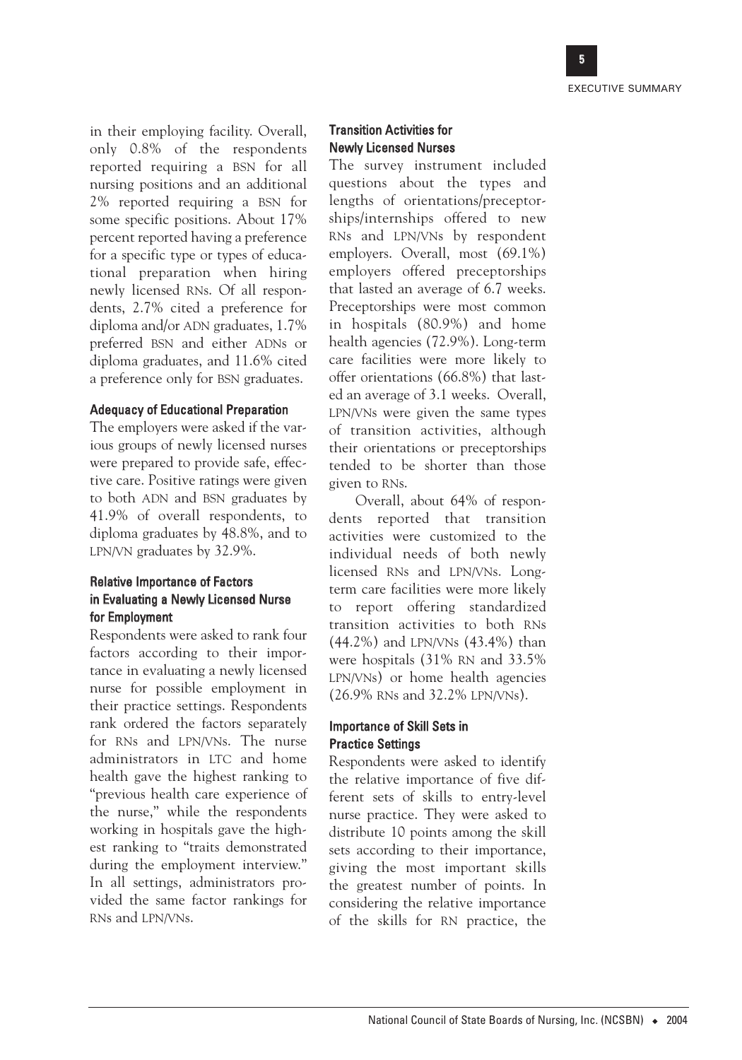in their employing facility. Overall, only 0.8% of the respondents reported requiring a BSN for all nursing positions and an additional 2% reported requiring a BSN for some specific positions. About 17% percent reported having a preference for a specific type or types of educational preparation when hiring newly licensed RNs. Of all respondents, 2.7% cited a preference for diploma and/or ADN graduates, 1.7% preferred BSN and either ADNs or diploma graduates, and 11.6% cited a preference only for BSN graduates.

### Adequacy of Educational Preparation

The employers were asked if the various groups of newly licensed nurses were prepared to provide safe, effective care. Positive ratings were given to both ADN and BSN graduates by 41.9% of overall respondents, to diploma graduates by 48.8%, and to LPN/VN graduates by 32.9%.

### Relative Importance of Factors in Evaluating a Newly Licensed Nurse for Employment

Respondents were asked to rank four factors according to their importance in evaluating a newly licensed nurse for possible employment in their practice settings. Respondents rank ordered the factors separately for RNs and LPN/VNs. The nurse administrators in LTC and home health gave the highest ranking to "previous health care experience of the nurse," while the respondents working in hospitals gave the highest ranking to "traits demonstrated during the employment interview." In all settings, administrators provided the same factor rankings for RNs and LPN/VNs.

### Transition Activities for Newly Licensed Nurses

The survey instrument included questions about the types and lengths of orientations/preceptorships/internships offered to new RNs and LPN/VNs by respondent employers. Overall, most (69.1%) employers offered preceptorships that lasted an average of 6.7 weeks. Preceptorships were most common in hospitals (80.9%) and home health agencies (72.9%). Long-term care facilities were more likely to offer orientations (66.8%) that lasted an average of 3.1 weeks. Overall, LPN/VNs were given the same types of transition activities, although their orientations or preceptorships tended to be shorter than those given to RNs.

Overall, about 64% of respondents reported that transition activities were customized to the individual needs of both newly licensed RNs and LPN/VNs. Long-term care facilities were more likely to report offering standardized transition activities to both RNs (44.2%) and LPN/VNs (43.4%) than were hospitals (31% RN and 33.5% LPN/VNs) or home health agencies (26.9% RNs and 32.2% LPN/VNs).

### Importance of Skill Sets in Practice Settings

Respondents were asked to identify the relative importance of five different sets of skills to entry-level nurse practice. They were asked to distribute 10 points among the skill sets according to their importance, giving the most important skills the greatest number of points. In considering the relative importance of the skills for RN practice, the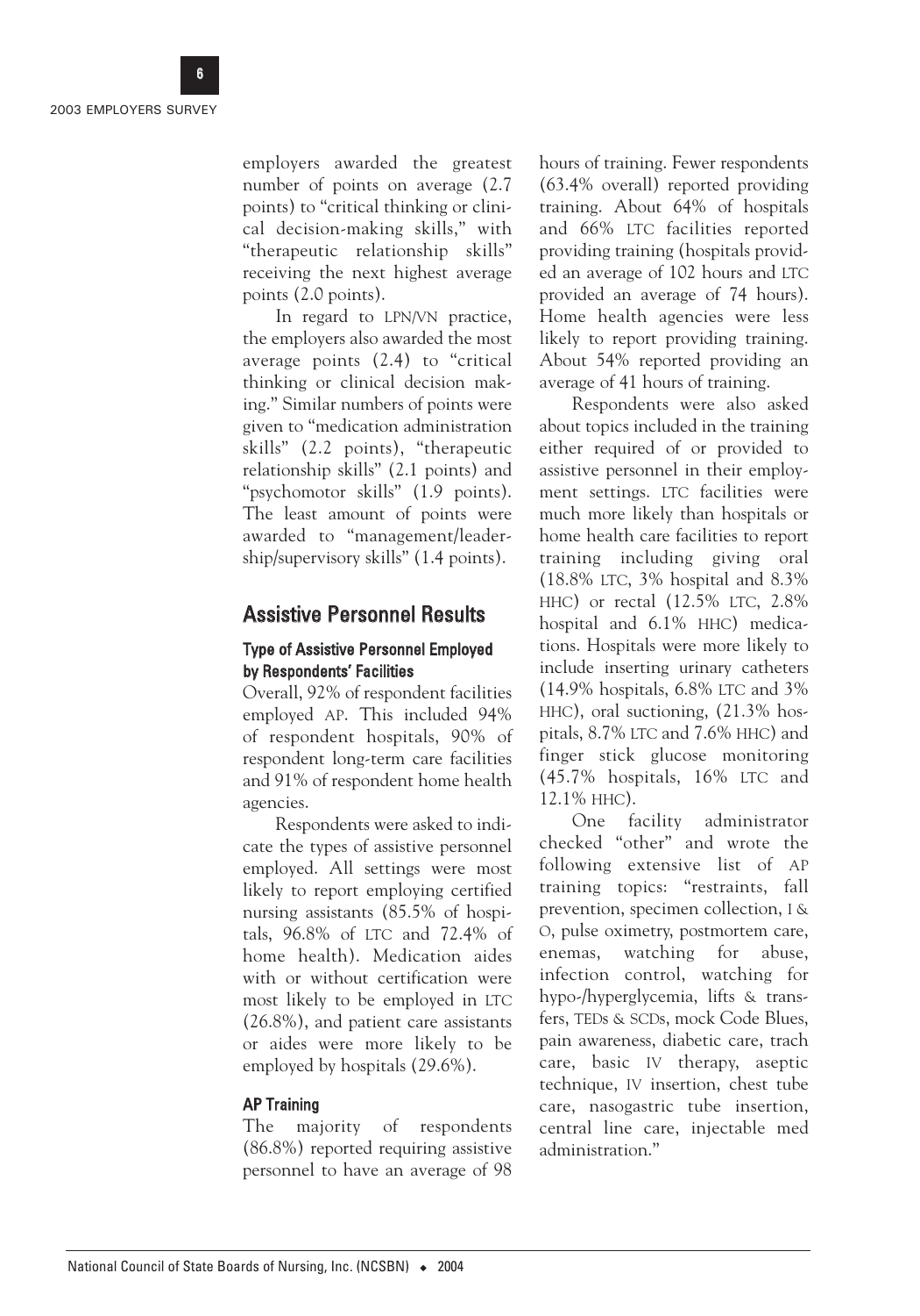employers awarded the greatest number of points on average (2.7 points) to "critical thinking or clinical decision-making skills," with "therapeutic relationship skills" receiving the next highest average points (2.0 points).

In regard to LPN/VN practice, the employers also awarded the most average points (2.4) to "critical thinking or clinical decision making." Similar numbers of points were given to "medication administration skills" (2.2 points), "therapeutic relationship skills" (2.1 points) and "psychomotor skills" (1.9 points). The least amount of points were awarded to "management/leadership/supervisory skills" (1.4 points).

## Assistive Personnel Results

### Type of Assistive Personnel Employed by Respondents' Facilities

Overall, 92% of respondent facilities employed AP. This included 94% of respondent hospitals, 90% of respondent long-term care facilities and 91% of respondent home health agencies.

Respondents were asked to indicate the types of assistive personnel employed. All settings were most likely to report employing certified nursing assistants (85.5% of hospitals, 96.8% of LTC and 72.4% of home health). Medication aides with or without certification were most likely to be employed in LTC (26.8%), and patient care assistants or aides were more likely to be employed by hospitals (29.6%).

### AP Training

The majority of respondents (86.8%) reported requiring assistive personnel to have an average of 98 hours of training. Fewer respondents (63.4% overall) reported providing training. About 64% of hospitals and 66% LTC facilities reported providing training (hospitals provided an average of 102 hours and LTC provided an average of 74 hours). Home health agencies were less likely to report providing training. About 54% reported providing an average of 41 hours of training.

Respondents were also asked about topics included in the training either required of or provided to assistive personnel in their employment settings. LTC facilities were much more likely than hospitals or home health care facilities to report training including giving oral (18.8% LTC, 3% hospital and 8.3% HHC) or rectal (12.5% LTC, 2.8% hospital and 6.1% HHC) medications. Hospitals were more likely to include inserting urinary catheters (14.9% hospitals, 6.8% LTC and 3% HHC), oral suctioning, (21.3% hospitals, 8.7% LTC and 7.6% HHC) and finger stick glucose monitoring (45.7% hospitals, 16% LTC and 12.1% HHC).

One facility administrator checked "other" and wrote the following extensive list of AP training topics: "restraints, fall prevention, specimen collection, I & O, pulse oximetry, postmortem care, enemas, watching for abuse, infection control, watching for hypo-/hyperglycemia, lifts & transfers, TEDs & SCDs, mock Code Blues, pain awareness, diabetic care, trach care, basic IV therapy, aseptic technique, IV insertion, chest tube care, nasogastric tube insertion, central line care, injectable med administration."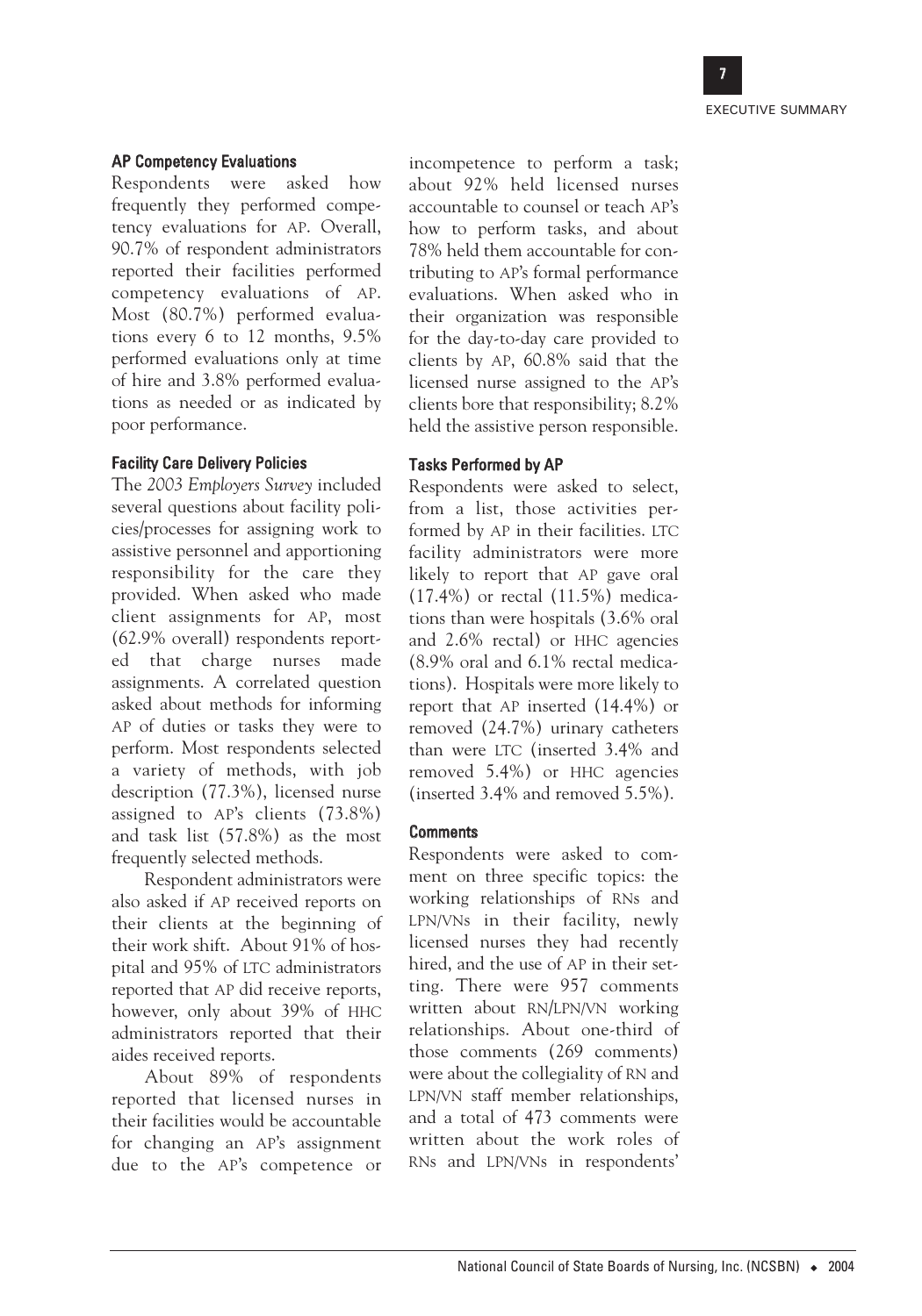### AP Competency Evaluations

Respondents were asked how frequently they performed competency evaluations for AP. Overall, 90.7% of respondent administrators reported their facilities performed competency evaluations of AP. Most (80.7%) performed evaluations every 6 to 12 months, 9.5% performed evaluations only at time of hire and 3.8% performed evaluations as needed or as indicated by poor performance.

### Facility Care Delivery Policies

The *2003 Employers Survey* included several questions about facility policies/processes for assigning work to assistive personnel and apportioning responsibility for the care they provided. When asked who made client assignments for AP, most (62.9% overall) respondents reported that charge nurses made assignments. A correlated question asked about methods for informing AP of duties or tasks they were to perform. Most respondents selected a variety of methods, with job description (77.3%), licensed nurse assigned to AP's clients (73.8%) and task list (57.8%) as the most frequently selected methods.

Respondent administrators were also asked if AP received reports on their clients at the beginning of their work shift. About 91% of hospital and 95% of LTC administrators reported that AP did receive reports, however, only about 39% of HHC administrators reported that their aides received reports.

About 89% of respondents reported that licensed nurses in their facilities would be accountable for changing an AP's assignment due to the AP's competence or incompetence to perform a task; about 92% held licensed nurses accountable to counsel or teach AP's how to perform tasks, and about 78% held them accountable for contributing to AP's formal performance evaluations. When asked who in their organization was responsible for the day-to-day care provided to clients by AP, 60.8% said that the licensed nurse assigned to the AP's clients bore that responsibility; 8.2% held the assistive person responsible.

### Tasks Performed by AP

Respondents were asked to select, from a list, those activities performed by AP in their facilities. LTC facility administrators were more likely to report that AP gave oral (17.4%) or rectal (11.5%) medications than were hospitals (3.6% oral and 2.6% rectal) or HHC agencies (8.9% oral and 6.1% rectal medications). Hospitals were more likely to report that AP inserted (14.4%) or removed (24.7%) urinary catheters than were LTC (inserted 3.4% and removed 5.4%) or HHC agencies (inserted 3.4% and removed 5.5%).

### Comments

Respondents were asked to comment on three specific topics: the working relationships of RNs and LPN/VNs in their facility, newly licensed nurses they had recently hired, and the use of AP in their setting. There were 957 comments written about RN/LPN/VN working relationships. About one-third of those comments (269 comments) were about the collegiality of RN and LPN/VN staff member relationships, and a total of 473 comments were written about the work roles of RNs and LPN/VNs in respondents'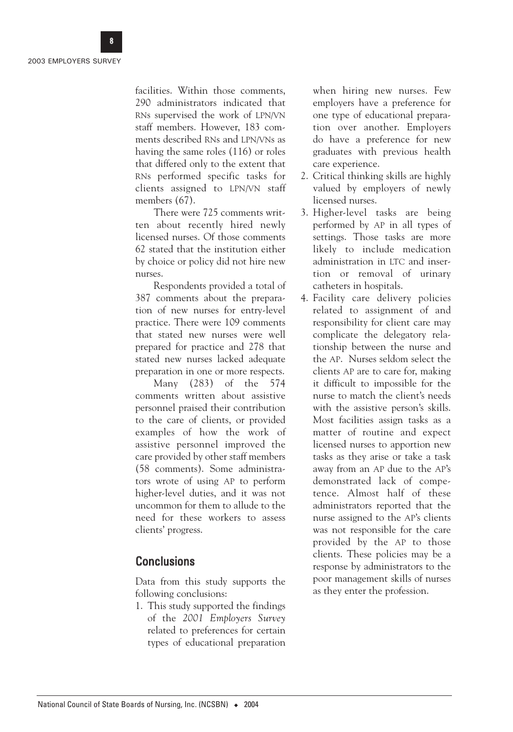facilities. Within those comments, 290 administrators indicated that RNs supervised the work of LPN/VN staff members. However, 183 comments described RNs and LPN/VNs as having the same roles (116) or roles that differed only to the extent that RNs performed specific tasks for clients assigned to LPN/VN staff members (67).

There were 725 comments written about recently hired newly licensed nurses. Of those comments 62 stated that the institution either by choice or policy did not hire new nurses.

Respondents provided a total of 387 comments about the preparation of new nurses for entry-level practice. There were 109 comments that stated new nurses were well prepared for practice and 278 that stated new nurses lacked adequate preparation in one or more respects.

Many (283) of the 574 comments written about assistive personnel praised their contribution to the care of clients, or provided examples of how the work of assistive personnel improved the care provided by other staff members (58 comments). Some administrators wrote of using AP to perform higher-level duties, and it was not uncommon for them to allude to the need for these workers to assess clients' progress.

## Conclusions

Data from this study supports the following conclusions:

1. This study supported the findings of the *2001 Employers Survey* related to preferences for certain types of educational preparation when hiring new nurses. Few employers have a preference for one type of educational preparation over another. Employers do have a preference for new graduates with previous health care experience.
2. Critical thinking skills are highly valued by employers of newly licensed nurses.
3. Higher-level tasks are being performed by AP in all types of settings. Those tasks are more likely to include medication administration in LTC and insertion or removal of urinary catheters in hospitals.
4. Facility care delivery policies related to assignment of and responsibility for client care may complicate the delegatory relationship between the nurse and the AP. Nurses seldom select the clients AP are to care for, making it difficult to impossible for the nurse to match the client's needs with the assistive person's skills. Most facilities assign tasks as a matter of routine and expect licensed nurses to apportion new tasks as they arise or take a task away from an AP due to the AP's demonstrated lack of competence. Almost half of these administrators reported that the nurse assigned to the AP's clients was not responsible for the care provided by the AP to those clients. These policies may be a response by administrators to the poor management skills of nurses as they enter the profession.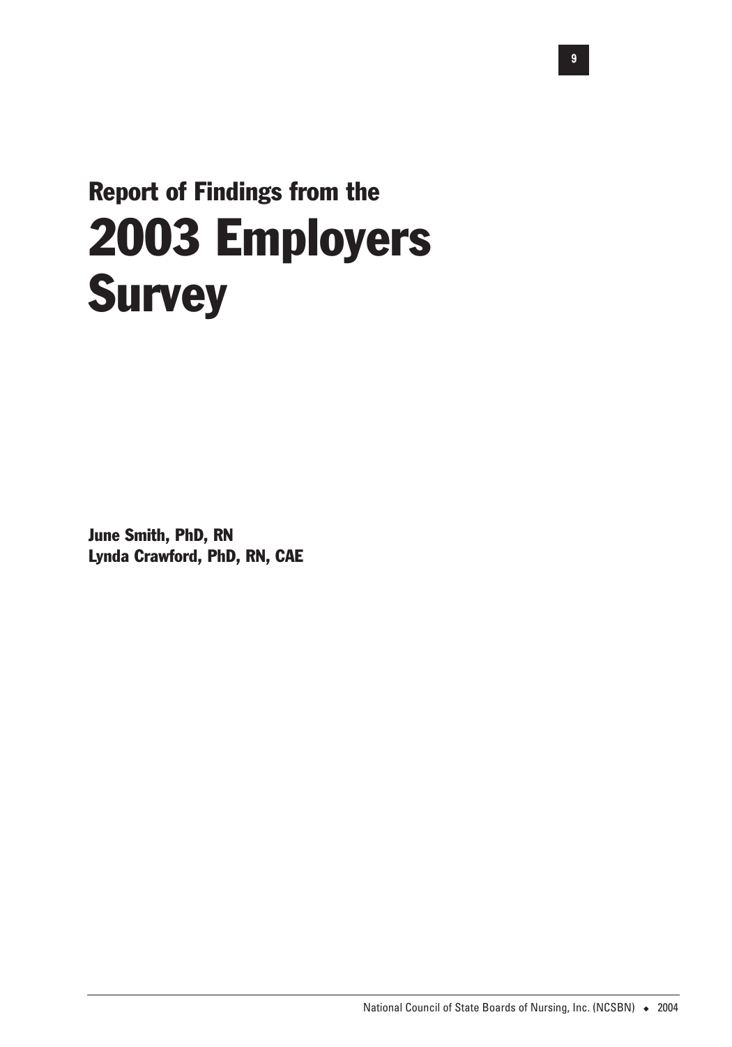# Report of Findings from the 2003 Employers Survey

**June Smith, PhD, RN**
**Lynda Crawford, PhD, RN, CAE**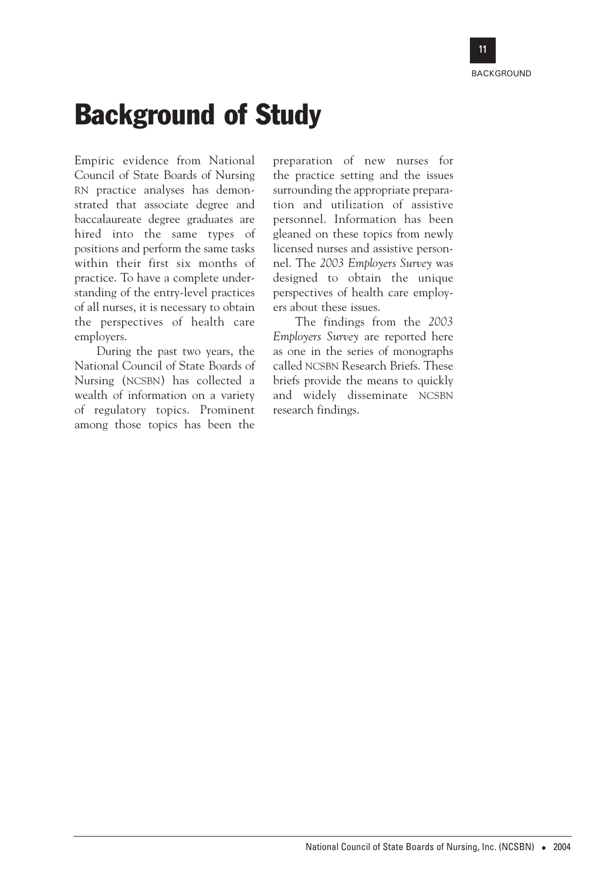# Background of Study

Empiric evidence from National Council of State Boards of Nursing RN practice analyses has demonstrated that associate degree and baccalaureate degree graduates are hired into the same types of positions and perform the same tasks within their first six months of practice. To have a complete understanding of the entry-level practices of all nurses, it is necessary to obtain the perspectives of health care employers.

During the past two years, the National Council of State Boards of Nursing (NCSBN) has collected a wealth of information on a variety of regulatory topics. Prominent among those topics has been the preparation of new nurses for the practice setting and the issues surrounding the appropriate preparation and utilization of assistive personnel. Information has been gleaned on these topics from newly licensed nurses and assistive personnel. The *2003 Employers Survey* was designed to obtain the unique perspectives of health care employers about these issues.

The findings from the *2003 Employers Survey* are reported here as one in the series of monographs called NCSBN Research Briefs. These briefs provide the means to quickly and widely disseminate NCSBN research findings.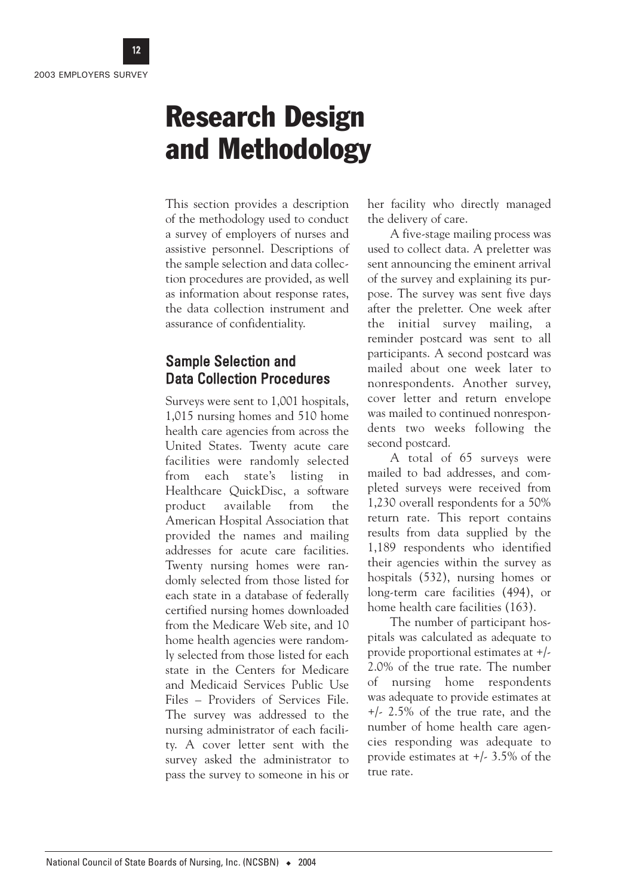# Research Design and Methodology

This section provides a description of the methodology used to conduct a survey of employers of nurses and assistive personnel. Descriptions of the sample selection and data collection procedures are provided, as well as information about response rates, the data collection instrument and assurance of confidentiality.

## Sample Selection and Data Collection Procedures

Surveys were sent to 1,001 hospitals, 1,015 nursing homes and 510 home health care agencies from across the United States. Twenty acute care facilities were randomly selected from each state's listing in Healthcare QuickDisc, a software product available from the American Hospital Association that provided the names and mailing addresses for acute care facilities. Twenty nursing homes were randomly selected from those listed for each state in a database of federally certified nursing homes downloaded from the Medicare Web site, and 10 home health agencies were randomly selected from those listed for each state in the Centers for Medicare and Medicaid Services Public Use Files – Providers of Services File. The survey was addressed to the nursing administrator of each facility. A cover letter sent with the survey asked the administrator to pass the survey to someone in his or her facility who directly managed the delivery of care.

A five-stage mailing process was used to collect data. A preletter was sent announcing the eminent arrival of the survey and explaining its purpose. The survey was sent five days after the preletter. One week after the initial survey mailing, a reminder postcard was sent to all participants. A second postcard was mailed about one week later to nonrespondents. Another survey, cover letter and return envelope was mailed to continued nonrespondents two weeks following the second postcard.

A total of 65 surveys were mailed to bad addresses, and completed surveys were received from 1,230 overall respondents for a 50% return rate. This report contains results from data supplied by the 1,189 respondents who identified their agencies within the survey as hospitals (532), nursing homes or long-term care facilities (494), or home health care facilities (163).

The number of participant hospitals was calculated as adequate to provide proportional estimates at +/- 2.0% of the true rate. The number of nursing home respondents was adequate to provide estimates at +/- 2.5% of the true rate, and the number of home health care agencies responding was adequate to provide estimates at +/- 3.5% of the true rate.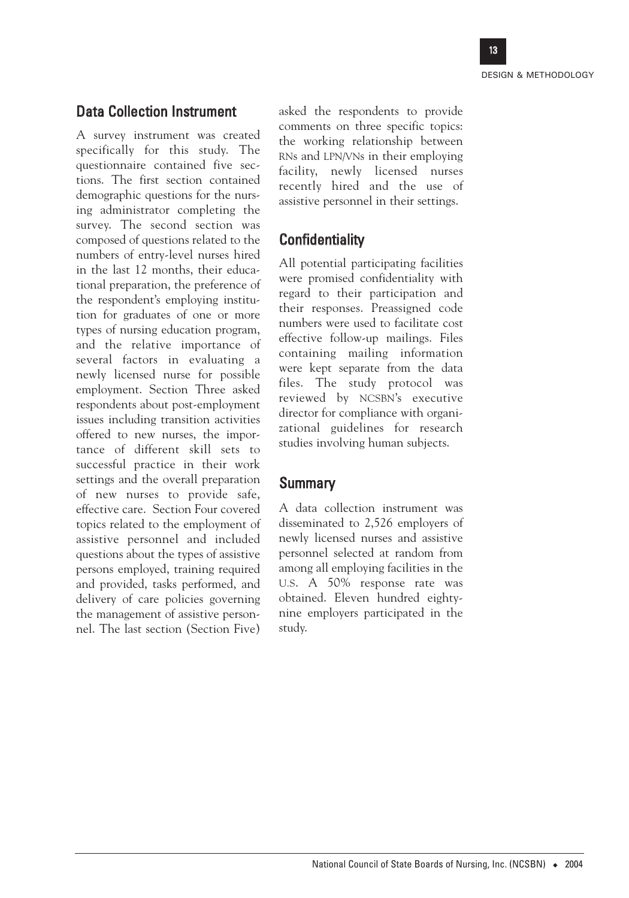## Data Collection Instrument

A survey instrument was created specifically for this study. The questionnaire contained five sections. The first section contained demographic questions for the nursing administrator completing the survey. The second section was composed of questions related to the numbers of entry-level nurses hired in the last 12 months, their educational preparation, the preference of the respondent's employing institution for graduates of one or more types of nursing education program, and the relative importance of several factors in evaluating a newly licensed nurse for possible employment. Section Three asked respondents about post-employment issues including transition activities offered to new nurses, the importance of different skill sets to successful practice in their work settings and the overall preparation of new nurses to provide safe, effective care. Section Four covered topics related to the employment of assistive personnel and included questions about the types of assistive persons employed, training required and provided, tasks performed, and delivery of care policies governing the management of assistive personnel. The last section (Section Five) asked the respondents to provide comments on three specific topics: the working relationship between RNs and LPN/VNs in their employing facility, newly licensed nurses recently hired and the use of assistive personnel in their settings.

## Confidentiality

All potential participating facilities were promised confidentiality with regard to their participation and their responses. Preassigned code numbers were used to facilitate cost effective follow-up mailings. Files containing mailing information were kept separate from the data files. The study protocol was reviewed by NCSBN's executive director for compliance with organizational guidelines for research studies involving human subjects.

## Summary

A data collection instrument was disseminated to 2,526 employers of newly licensed nurses and assistive personnel selected at random from among all employing facilities in the U.S. A 50% response rate was obtained. Eleven hundred eighty-nine employers participated in the study.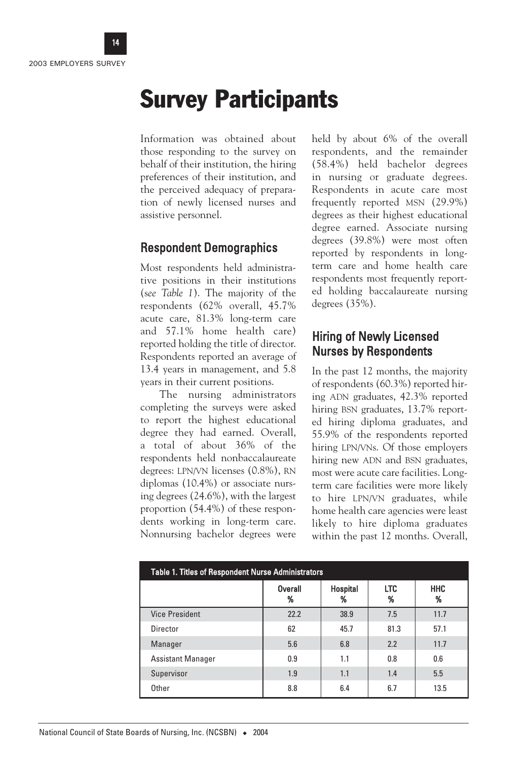# Survey Participants

Information was obtained about those responding to the survey on behalf of their institution, the hiring preferences of their institution, and the perceived adequacy of preparation of newly licensed nurses and assistive personnel.

## Respondent Demographics

Most respondents held administrative positions in their institutions (*see Table 1*). The majority of the respondents (62% overall, 45.7% acute care, 81.3% long-term care and 57.1% home health care) reported holding the title of director. Respondents reported an average of 13.4 years in management, and 5.8 years in their current positions.

The nursing administrators completing the surveys were asked to report the highest educational degree they had earned. Overall, a total of about 36% of the respondents held nonbaccalaureate degrees: LPN/VN licenses (0.8%), RN diplomas (10.4%) or associate nursing degrees (24.6%), with the largest proportion (54.4%) of these respondents working in long-term care. Nonnursing bachelor degrees were held by about 6% of the overall respondents, and the remainder (58.4%) held bachelor degrees in nursing or graduate degrees. Respondents in acute care most frequently reported MSN (29.9%) degrees as their highest educational degree earned. Associate nursing degrees (39.8%) were most often reported by respondents in long-term care and home health care respondents most frequently reported holding baccalaureate nursing degrees (35%).

## Hiring of Newly Licensed Nurses by Respondents

In the past 12 months, the majority of respondents (60.3%) reported hiring ADN graduates, 42.3% reported hiring BSN graduates, 13.7% reported hiring diploma graduates, and 55.9% of the respondents reported hiring LPN/VNs. Of those employers hiring new ADN and BSN graduates, most were acute care facilities. Long-term care facilities were more likely to hire LPN/VN graduates, while home health care agencies were least likely to hire diploma graduates within the past 12 months. Overall,

**Table 1. Titles of Respondent Nurse Administrators**

| | Overall % | Hospital % | LTC % | HHC % |
|---|---|---|---|---|
| Vice President | 22.2 | 38.9 | 7.5 | 11.7 |
| Director | 62 | 45.7 | 81.3 | 57.1 |
| Manager | 5.6 | 6.8 | 2.2 | 11.7 |
| Assistant Manager | 0.9 | 1.1 | 0.8 | 0.6 |
| Supervisor | 1.9 | 1.1 | 1.4 | 5.5 |
| Other | 8.8 | 6.4 | 6.7 | 13.5 |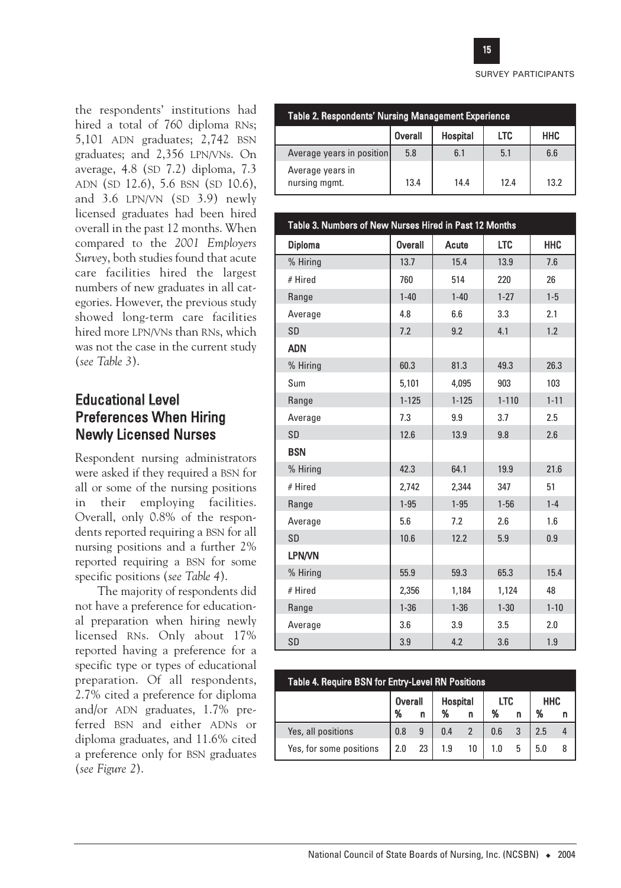the respondents' institutions had hired a total of 760 diploma RNs; 5,101 ADN graduates; 2,742 BSN graduates; and 2,356 LPN/VNs. On average, 4.8 (SD 7.2) diploma, 7.3 ADN (SD 12.6), 5.6 BSN (SD 10.6), and 3.6 LPN/VN (SD 3.9) newly licensed graduates had been hired overall in the past 12 months. When compared to the *2001 Employers Survey*, both studies found that acute care facilities hired the largest numbers of new graduates in all categories. However, the previous study showed long-term care facilities hired more LPN/VNs than RNs, which was not the case in the current study (*see Table 3*).

## Educational Level Preferences When Hiring Newly Licensed Nurses

Respondent nursing administrators were asked if they required a BSN for all or some of the nursing positions in their employing facilities. Overall, only 0.8% of the respondents reported requiring a BSN for all nursing positions and a further 2% reported requiring a BSN for some specific positions (*see Table 4*).

The majority of respondents did not have a preference for educational preparation when hiring newly licensed RNs. Only about 17% reported having a preference for a specific type or types of educational preparation. Of all respondents, 2.7% cited a preference for diploma and/or ADN graduates, 1.7% preferred BSN and either ADNs or diploma graduates, and 11.6% cited a preference only for BSN graduates (*see Figure 2*).

**Table 2. Respondents' Nursing Management Experience**

| | Overall | Hospital | LTC | HHC |
|---|---|---|---|---|
| Average years in position | 5.8 | 6.1 | 5.1 | 6.6 |
| Average years in nursing mgmt. | 13.4 | 14.4 | 12.4 | 13.2 |

**Table 3. Numbers of New Nurses Hired in Past 12 Months**

| **Diploma** | Overall | Acute | LTC | HHC |
|---|---|---|---|---|
| % Hiring | 13.7 | 15.4 | 13.9 | 7.6 |
| # Hired | 760 | 514 | 220 | 26 |
| Range | 1-40 | 1-40 | 1-27 | 1-5 |
| Average | 4.8 | 6.6 | 3.3 | 2.1 |
| SD | 7.2 | 9.2 | 4.1 | 1.2 |
| **ADN** | | | | |
| % Hiring | 60.3 | 81.3 | 49.3 | 26.3 |
| Sum | 5,101 | 4,095 | 903 | 103 |
| Range | 1-125 | 1-125 | 1-110 | 1-11 |
| Average | 7.3 | 9.9 | 3.7 | 2.5 |
| SD | 12.6 | 13.9 | 9.8 | 2.6 |
| **BSN** | | | | |
| % Hiring | 42.3 | 64.1 | 19.9 | 21.6 |
| # Hired | 2,742 | 2,344 | 347 | 51 |
| Range | 1-95 | 1-95 | 1-56 | 1-4 |
| Average | 5.6 | 7.2 | 2.6 | 1.6 |
| SD | 10.6 | 12.2 | 5.9 | 0.9 |
| **LPN/VN** | | | | |
| % Hiring | 55.9 | 59.3 | 65.3 | 15.4 |
| # Hired | 2,356 | 1,184 | 1,124 | 48 |
| Range | 1-36 | 1-36 | 1-30 | 1-10 |
| Average | 3.6 | 3.9 | 3.5 | 2.0 |
| SD | 3.9 | 4.2 | 3.6 | 1.9 |

**Table 4. Require BSN for Entry-Level RN Positions**

| | Overall | | Hospital | | LTC | | HHC | |
|---|---|---|---|---|---|---|---|---|
| | % | n | % | n | % | n | % | n |
| Yes, all positions | 0.8 | 9 | 0.4 | 2 | 0.6 | 3 | 2.5 | 4 |
| Yes, for some positions | 2.0 | 23 | 1.9 | 10 | 1.0 | 5 | 5.0 | 8 |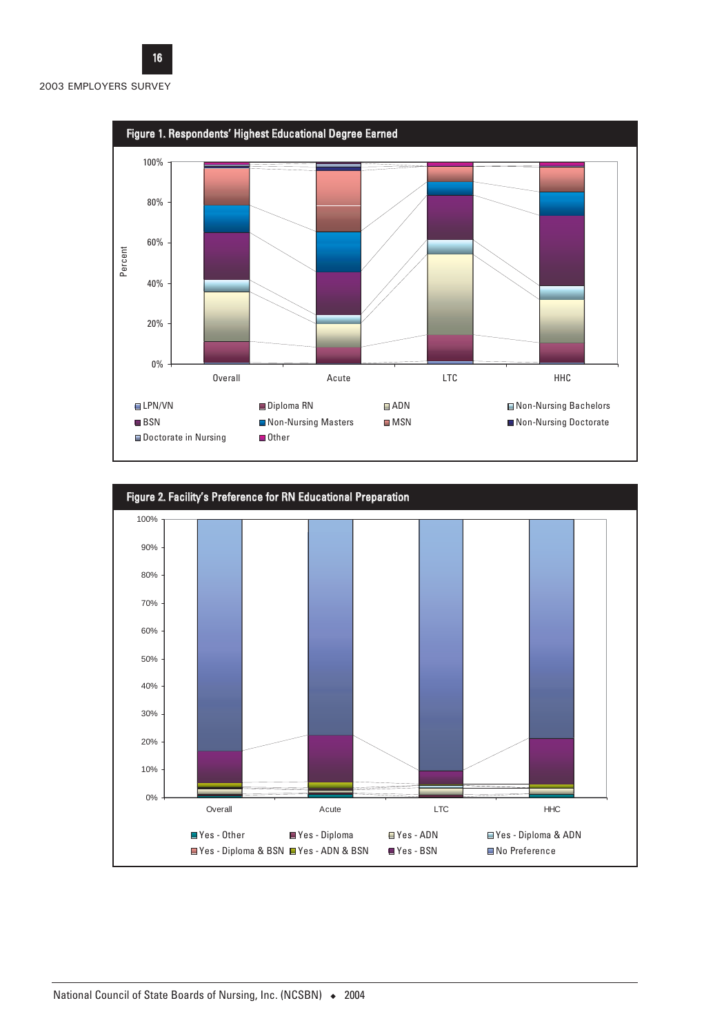**Figure 1. Respondents' Highest Educational Degree Earned**

Percent

100%
80%
60%
40%
20%
0%

Overall Acute LTC HHC

- LPN/VN
- Diploma RN
- ADN
- Non-Nursing Bachelors
- BSN
- Non-Nursing Masters
- MSN
- Non-Nursing Doctorate
- Doctorate in Nursing
- Other

**Figure 2. Facility's Preference for RN Educational Preparation**

100%
90%
80%
70%
60%
50%
40%
30%
20%
10%
0%

Overall Acute LTC HHC

- Yes - Other
- Yes - Diploma
- Yes - ADN
- Yes - Diploma & ADN
- Yes - Diploma & BSN
- Yes - ADN & BSN
- Yes - BSN
- No Preference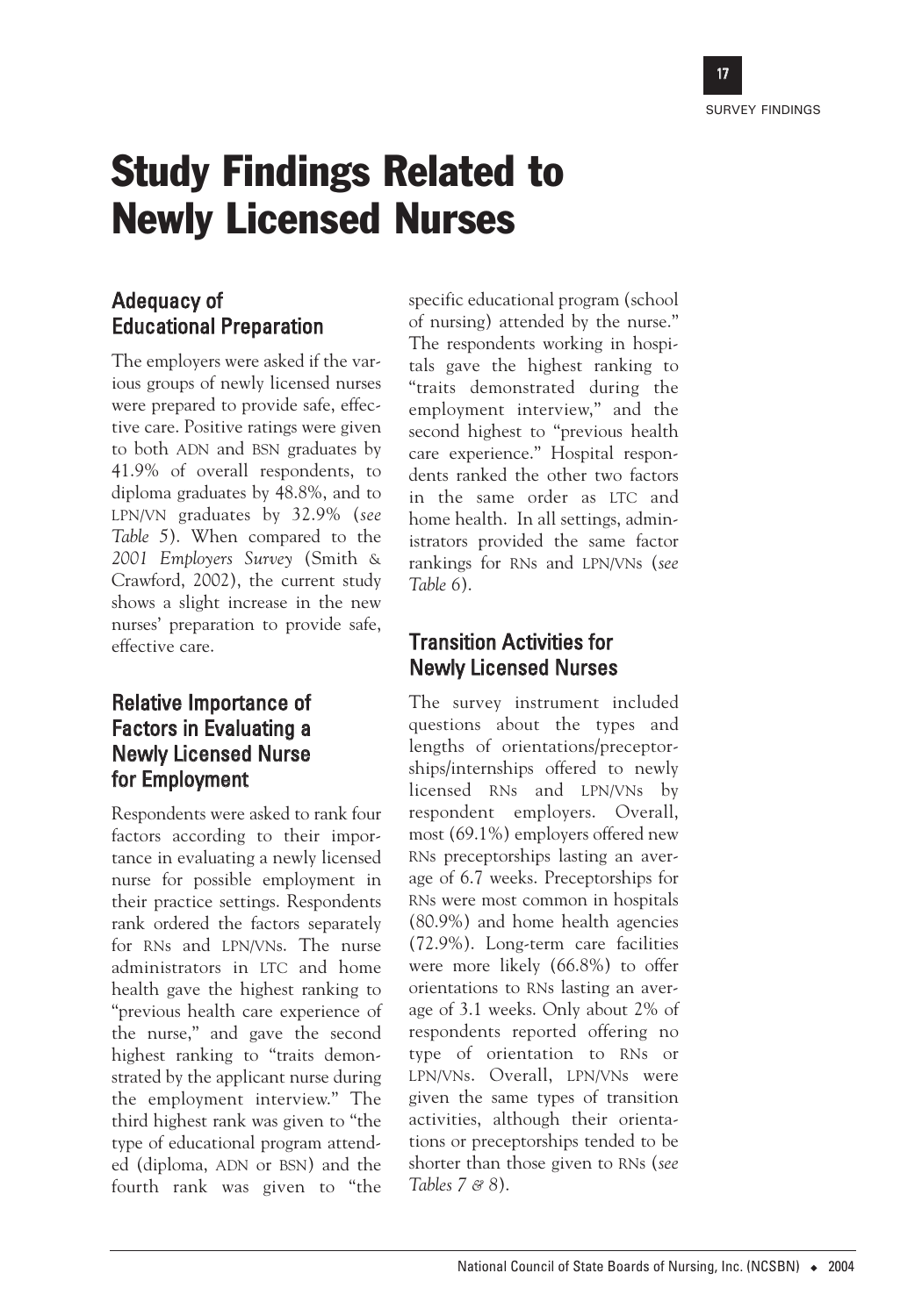# Study Findings Related to Newly Licensed Nurses

## Adequacy of Educational Preparation

The employers were asked if the various groups of newly licensed nurses were prepared to provide safe, effective care. Positive ratings were given to both ADN and BSN graduates by 41.9% of overall respondents, to diploma graduates by 48.8%, and to LPN/VN graduates by 32.9% (*see Table 5*). When compared to the *2001 Employers Survey* (Smith & Crawford, 2002), the current study shows a slight increase in the new nurses' preparation to provide safe, effective care.

## Relative Importance of Factors in Evaluating a Newly Licensed Nurse for Employment

Respondents were asked to rank four factors according to their importance in evaluating a newly licensed nurse for possible employment in their practice settings. Respondents rank ordered the factors separately for RNs and LPN/VNs. The nurse administrators in LTC and home health gave the highest ranking to "previous health care experience of the nurse," and gave the second highest ranking to "traits demonstrated by the applicant nurse during the employment interview." The third highest rank was given to "the type of educational program attended (diploma, ADN or BSN) and the fourth rank was given to "the specific educational program (school of nursing) attended by the nurse." The respondents working in hospitals gave the highest ranking to "traits demonstrated during the employment interview," and the second highest to "previous health care experience." Hospital respondents ranked the other two factors in the same order as LTC and home health. In all settings, administrators provided the same factor rankings for RNs and LPN/VNs (*see Table 6*).

## Transition Activities for Newly Licensed Nurses

The survey instrument included questions about the types and lengths of orientations/preceptorships/internships offered to newly licensed RNs and LPN/VNs by respondent employers. Overall, most (69.1%) employers offered new RNs preceptorships lasting an average of 6.7 weeks. Preceptorships for RNs were most common in hospitals (80.9%) and home health agencies (72.9%). Long-term care facilities were more likely (66.8%) to offer orientations to RNs lasting an average of 3.1 weeks. Only about 2% of respondents reported offering no type of orientation to RNs or LPN/VNs. Overall, LPN/VNs were given the same types of transition activities, although their orientations or preceptorships tended to be shorter than those given to RNs (*see Tables 7 & 8*).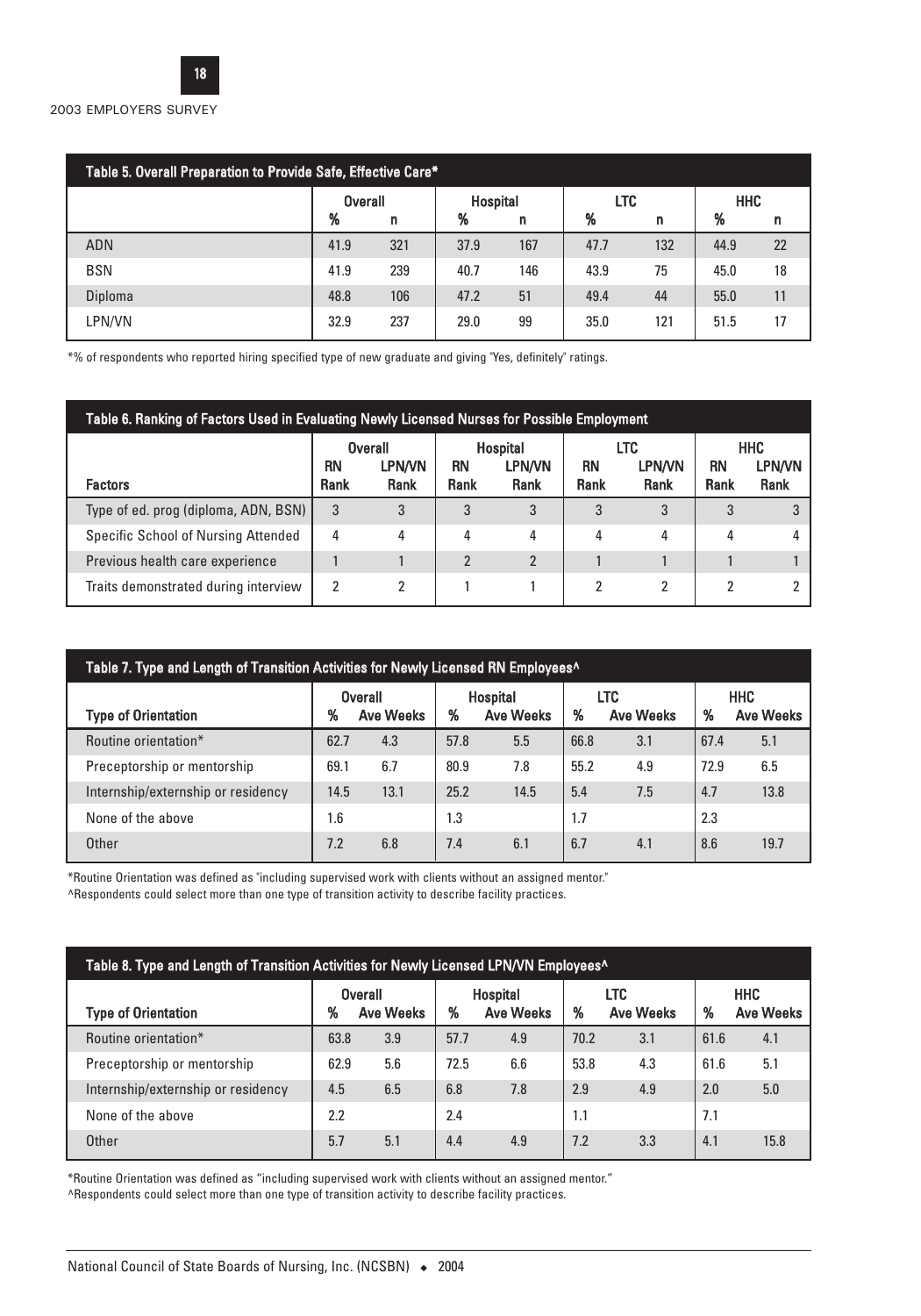### Table 5. Overall Preparation to Provide Safe, Effective Care*

| | Overall | | Hospital | | LTC | | HHC | |
|---|---|---|---|---|---|---|---|---|
| | % | n | % | n | % | n | % | n |
| ADN | 41.9 | 321 | 37.9 | 167 | 47.7 | 132 | 44.9 | 22 |
| BSN | 41.9 | 239 | 40.7 | 146 | 43.9 | 75 | 45.0 | 18 |
| Diploma | 48.8 | 106 | 47.2 | 51 | 49.4 | 44 | 55.0 | 11 |
| LPN/VN | 32.9 | 237 | 29.0 | 99 | 35.0 | 121 | 51.5 | 17 |

*% of respondents who reported hiring specified type of new graduate and giving "Yes, definitely" ratings.

### Table 6. Ranking of Factors Used in Evaluating Newly Licensed Nurses for Possible Employment

| | Overall | | Hospital | | LTC | | HHC | |
|---|---|---|---|---|---|---|---|---|
| Factors | RN Rank | LPN/VN Rank | RN Rank | LPN/VN Rank | RN Rank | LPN/VN Rank | RN Rank | LPN/VN Rank |
| Type of ed. prog (diploma, ADN, BSN) | 3 | 3 | 3 | 3 | 3 | 3 | 3 | 3 |
| Specific School of Nursing Attended | 4 | 4 | 4 | 4 | 4 | 4 | 4 | 4 |
| Previous health care experience | 1 | 1 | 2 | 2 | 1 | 1 | 1 | 1 |
| Traits demonstrated during interview | 2 | 2 | 1 | 1 | 2 | 2 | 2 | 2 |

### Table 7. Type and Length of Transition Activities for Newly Licensed RN Employees^

| | Overall | | Hospital | | LTC | | HHC | |
|---|---|---|---|---|---|---|---|---|
| Type of Orientation | % | Ave Weeks | % | Ave Weeks | % | Ave Weeks | % | Ave Weeks |
| Routine orientation* | 62.7 | 4.3 | 57.8 | 5.5 | 66.8 | 3.1 | 67.4 | 5.1 |
| Preceptorship or mentorship | 69.1 | 6.7 | 80.9 | 7.8 | 55.2 | 4.9 | 72.9 | 6.5 |
| Internship/externship or residency | 14.5 | 13.1 | 25.2 | 14.5 | 5.4 | 7.5 | 4.7 | 13.8 |
| None of the above | 1.6 | | 1.3 | | 1.7 | | 2.3 | |
| Other | 7.2 | 6.8 | 7.4 | 6.1 | 6.7 | 4.1 | 8.6 | 19.7 |

*Routine Orientation was defined as "including supervised work with clients without an assigned mentor."

^Respondents could select more than one type of transition activity to describe facility practices.

### Table 8. Type and Length of Transition Activities for Newly Licensed LPN/VN Employees^

| | Overall | | Hospital | | LTC | | HHC | |
|---|---|---|---|---|---|---|---|---|
| Type of Orientation | % | Ave Weeks | % | Ave Weeks | % | Ave Weeks | % | Ave Weeks |
| Routine orientation* | 63.8 | 3.9 | 57.7 | 4.9 | 70.2 | 3.1 | 61.6 | 4.1 |
| Preceptorship or mentorship | 62.9 | 5.6 | 72.5 | 6.6 | 53.8 | 4.3 | 61.6 | 5.1 |
| Internship/externship or residency | 4.5 | 6.5 | 6.8 | 7.8 | 2.9 | 4.9 | 2.0 | 5.0 |
| None of the above | 2.2 | | 2.4 | | 1.1 | | 7.1 | |
| Other | 5.7 | 5.1 | 4.4 | 4.9 | 7.2 | 3.3 | 4.1 | 15.8 |

*Routine Orientation was defined as "including supervised work with clients without an assigned mentor."

^Respondents could select more than one type of transition activity to describe facility practices.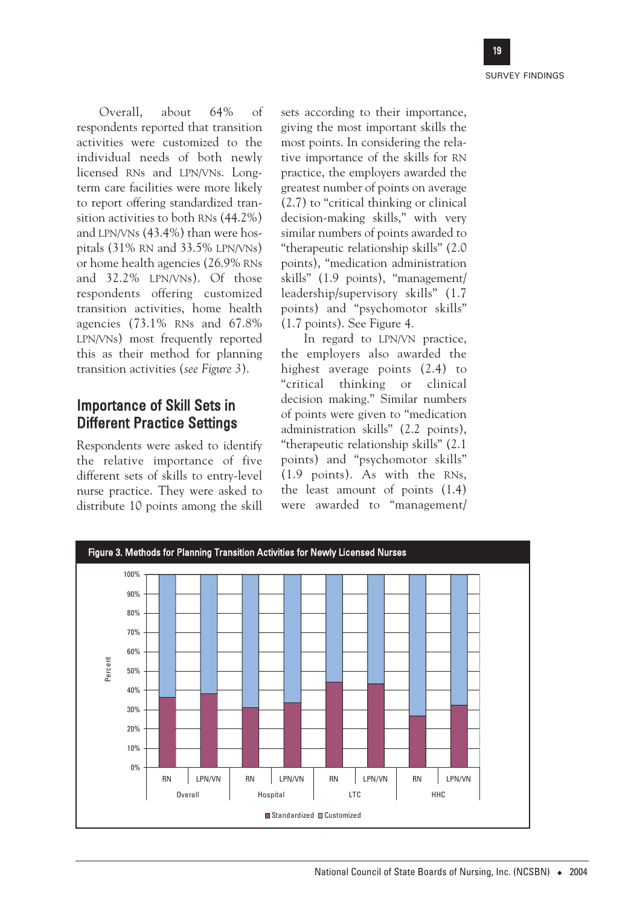Overall, about 64% of respondents reported that transition activities were customized to the individual needs of both newly licensed RNs and LPN/VNs. Long-term care facilities were more likely to report offering standardized transition activities to both RNs (44.2%) and LPN/VNs (43.4%) than were hospitals (31% RN and 33.5% LPN/VNs) or home health agencies (26.9% RNs and 32.2% LPN/VNs). Of those respondents offering customized transition activities, home health agencies (73.1% RNs and 67.8% LPN/VNs) most frequently reported this as their method for planning transition activities (*see Figure 3*).

## Importance of Skill Sets in Different Practice Settings

Respondents were asked to identify the relative importance of five different sets of skills to entry-level nurse practice. They were asked to distribute 10 points among the skill sets according to their importance, giving the most important skills the most points. In considering the relative importance of the skills for RN practice, the employers awarded the greatest number of points on average (2.7) to "critical thinking or clinical decision-making skills," with very similar numbers of points awarded to "therapeutic relationship skills" (2.0 points), "medication administration skills" (1.9 points), "management/leadership/supervisory skills" (1.7 points) and "psychomotor skills" (1.7 points). See Figure 4.

In regard to LPN/VN practice, the employers also awarded the highest average points (2.4) to "critical thinking or clinical decision making." Similar numbers of points were given to "medication administration skills" (2.2 points), "therapeutic relationship skills" (2.1 points) and "psychomotor skills" (1.9 points). As with the RNs, the least amount of points (1.4) were awarded to "management/

**Figure 3. Methods for Planning Transition Activities for Newly Licensed Nurses**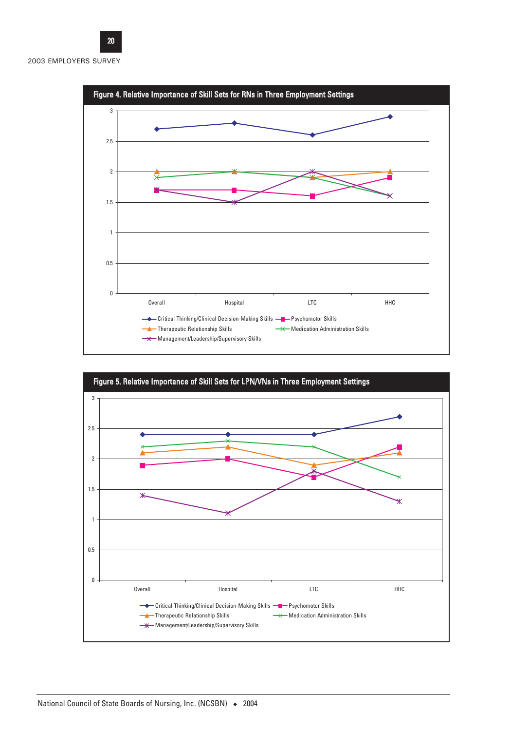**Figure 4. Relative Importance of Skill Sets for RNs in Three Employment Settings**

| | Overall | Hospital | LTC | HHC |
|---|---|---|---|---|
| Critical Thinking/Clinical Decision-Making Skills | 2.7 | 2.8 | 2.6 | 2.9 |
| Psychomotor Skills | 1.7 | 1.7 | 1.6 | 1.9 |
| Therapeutic Relationship Skills | 2.0 | 2.0 | 1.9 | 2.0 |
| Medication Administration Skills | 1.9 | 2.0 | 1.9 | 1.6 |
| Management/Leadership/Supervisory Skills | 1.7 | 1.5 | 2.0 | 1.6 |

**Figure 5. Relative Importance of Skill Sets for LPN/VNs in Three Employment Settings**

| | Overall | Hospital | LTC | HHC |
|---|---|---|---|---|
| Critical Thinking/Clinical Decision-Making Skills | 2.4 | 2.4 | 2.4 | 2.7 |
| Psychomotor Skills | 1.9 | 2.0 | 1.7 | 2.2 |
| Therapeutic Relationship Skills | 2.1 | 2.2 | 1.9 | 2.1 |
| Medication Administration Skills | 2.2 | 2.3 | 2.2 | 1.7 |
| Management/Leadership/Supervisory Skills | 1.4 | 1.1 | 1.8 | 1.3 |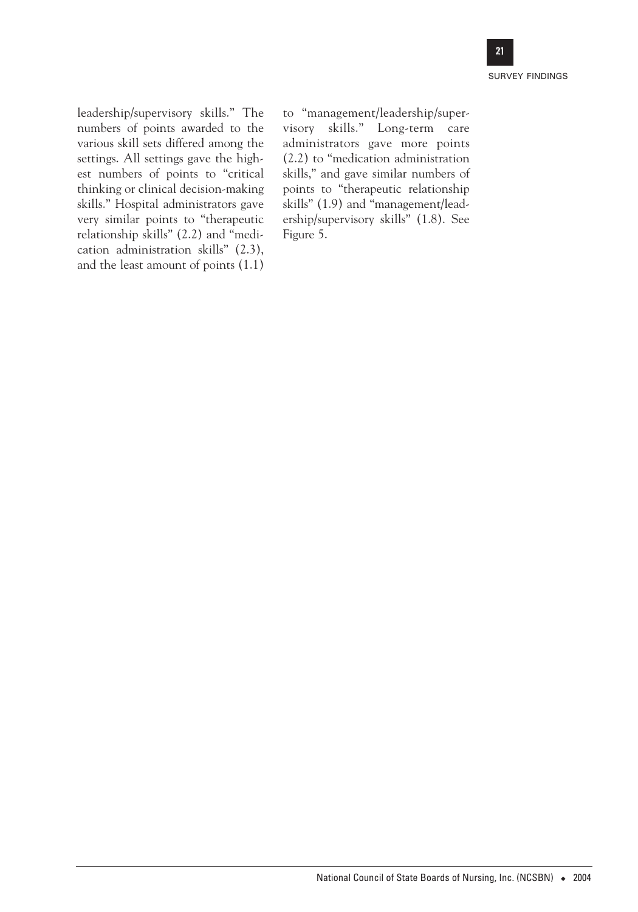leadership/supervisory skills." The numbers of points awarded to the various skill sets differed among the settings. All settings gave the highest numbers of points to "critical thinking or clinical decision-making skills." Hospital administrators gave very similar points to "therapeutic relationship skills" (2.2) and "medication administration skills" (2.3), and the least amount of points (1.1) to "management/leadership/supervisory skills." Long-term care administrators gave more points (2.2) to "medication administration skills," and gave similar numbers of points to "therapeutic relationship skills" (1.9) and "management/leadership/supervisory skills" (1.8). See Figure 5.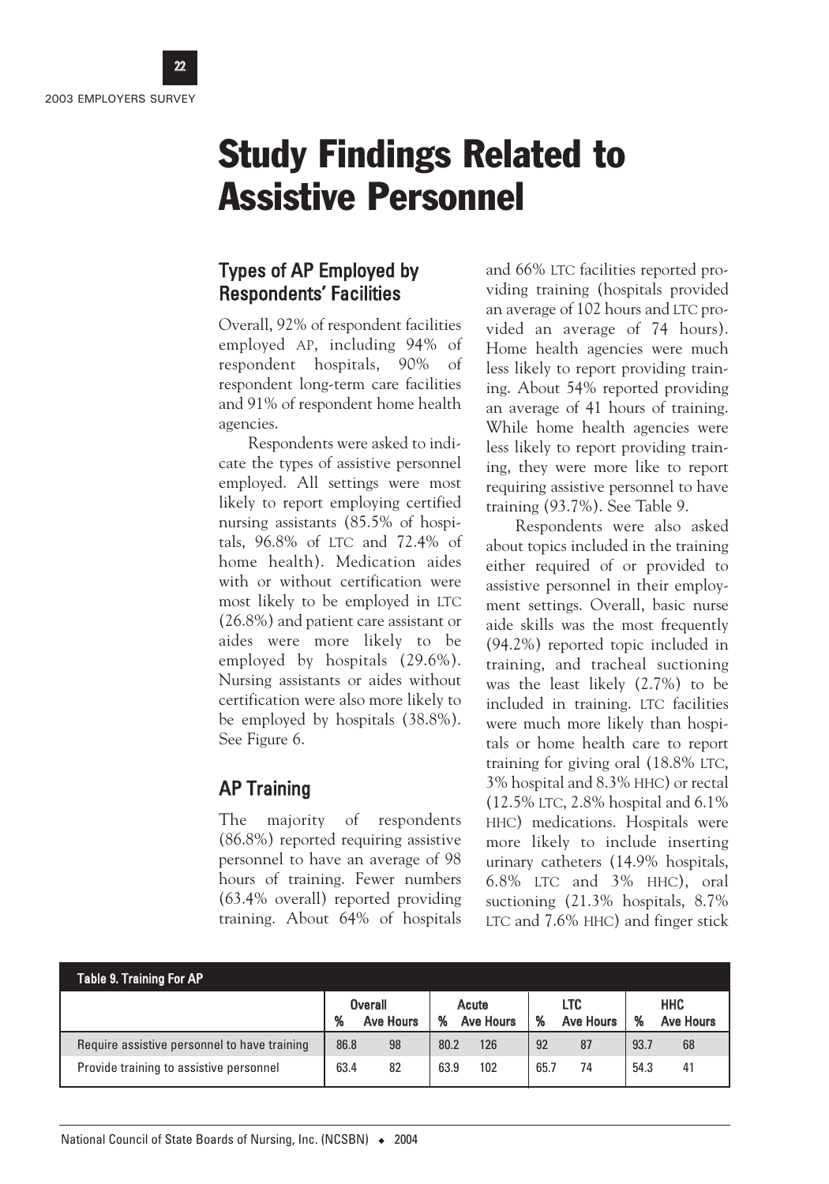# Study Findings Related to Assistive Personnel

## Types of AP Employed by Respondents' Facilities

Overall, 92% of respondent facilities employed AP, including 94% of respondent hospitals, 90% of respondent long-term care facilities and 91% of respondent home health agencies.

Respondents were asked to indicate the types of assistive personnel employed. All settings were most likely to report employing certified nursing assistants (85.5% of hospitals, 96.8% of LTC and 72.4% of home health). Medication aides with or without certification were most likely to be employed in LTC (26.8%) and patient care assistant or aides were more likely to be employed by hospitals (29.6%). Nursing assistants or aides without certification were also more likely to be employed by hospitals (38.8%). See Figure 6.

## AP Training

The majority of respondents (86.8%) reported requiring assistive personnel to have an average of 98 hours of training. Fewer numbers (63.4% overall) reported providing training. About 64% of hospitals and 66% LTC facilities reported providing training (hospitals provided an average of 102 hours and LTC provided an average of 74 hours). Home health agencies were much less likely to report providing training. About 54% reported providing an average of 41 hours of training. While home health agencies were less likely to report providing training, they were more like to report requiring assistive personnel to have training (93.7%). See Table 9.

Respondents were also asked about topics included in the training either required of or provided to assistive personnel in their employment settings. Overall, basic nurse aide skills was the most frequently (94.2%) reported topic included in training, and tracheal suctioning was the least likely (2.7%) to be included in training. LTC facilities were much more likely than hospitals or home health care to report training for giving oral (18.8% LTC, 3% hospital and 8.3% HHC) or rectal (12.5% LTC, 2.8% hospital and 6.1% HHC) medications. Hospitals were more likely to include inserting urinary catheters (14.9% hospitals, 6.8% LTC and 3% HHC), oral suctioning (21.3% hospitals, 8.7% LTC and 7.6% HHC) and finger stick

**Table 9. Training For AP**

| | Overall | | Acute | | LTC | | HHC | |
|---|---|---|---|---|---|---|---|---|
| | % | Ave Hours | % | Ave Hours | % | Ave Hours | % | Ave Hours |
| Require assistive personnel to have training | 86.8 | 98 | 80.2 | 126 | 92 | 87 | 93.7 | 68 |
| Provide training to assistive personnel | 63.4 | 82 | 63.9 | 102 | 65.7 | 74 | 54.3 | 41 |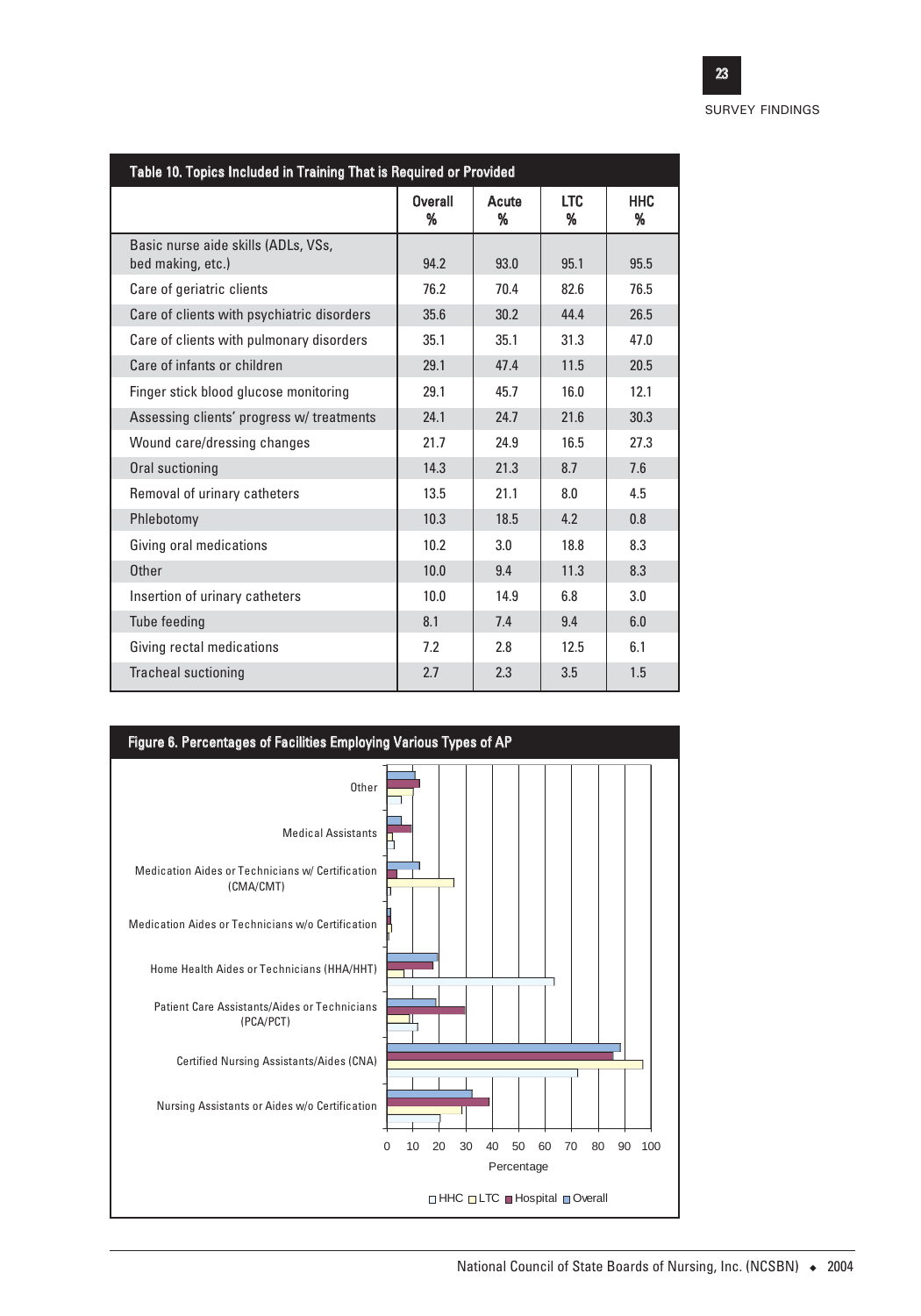**Table 10. Topics Included in Training That is Required or Provided**

| | Overall % | Acute % | LTC % | HHC % |
|---|---|---|---|---|
| Basic nurse aide skills (ADLs, VSs, bed making, etc.) | 94.2 | 93.0 | 95.1 | 95.5 |
| Care of geriatric clients | 76.2 | 70.4 | 82.6 | 76.5 |
| Care of clients with psychiatric disorders | 35.6 | 30.2 | 44.4 | 26.5 |
| Care of clients with pulmonary disorders | 35.1 | 35.1 | 31.3 | 47.0 |
| Care of infants or children | 29.1 | 47.4 | 11.5 | 20.5 |
| Finger stick blood glucose monitoring | 29.1 | 45.7 | 16.0 | 12.1 |
| Assessing clients' progress w/ treatments | 24.1 | 24.7 | 21.6 | 30.3 |
| Wound care/dressing changes | 21.7 | 24.9 | 16.5 | 27.3 |
| Oral suctioning | 14.3 | 21.3 | 8.7 | 7.6 |
| Removal of urinary catheters | 13.5 | 21.1 | 8.0 | 4.5 |
| Phlebotomy | 10.3 | 18.5 | 4.2 | 0.8 |
| Giving oral medications | 10.2 | 3.0 | 18.8 | 8.3 |
| Other | 10.0 | 9.4 | 11.3 | 8.3 |
| Insertion of urinary catheters | 10.0 | 14.9 | 6.8 | 3.0 |
| Tube feeding | 8.1 | 7.4 | 9.4 | 6.0 |
| Giving rectal medications | 7.2 | 2.8 | 12.5 | 6.1 |
| Tracheal suctioning | 2.7 | 2.3 | 3.5 | 1.5 |

**Figure 6. Percentages of Facilities Employing Various Types of AP**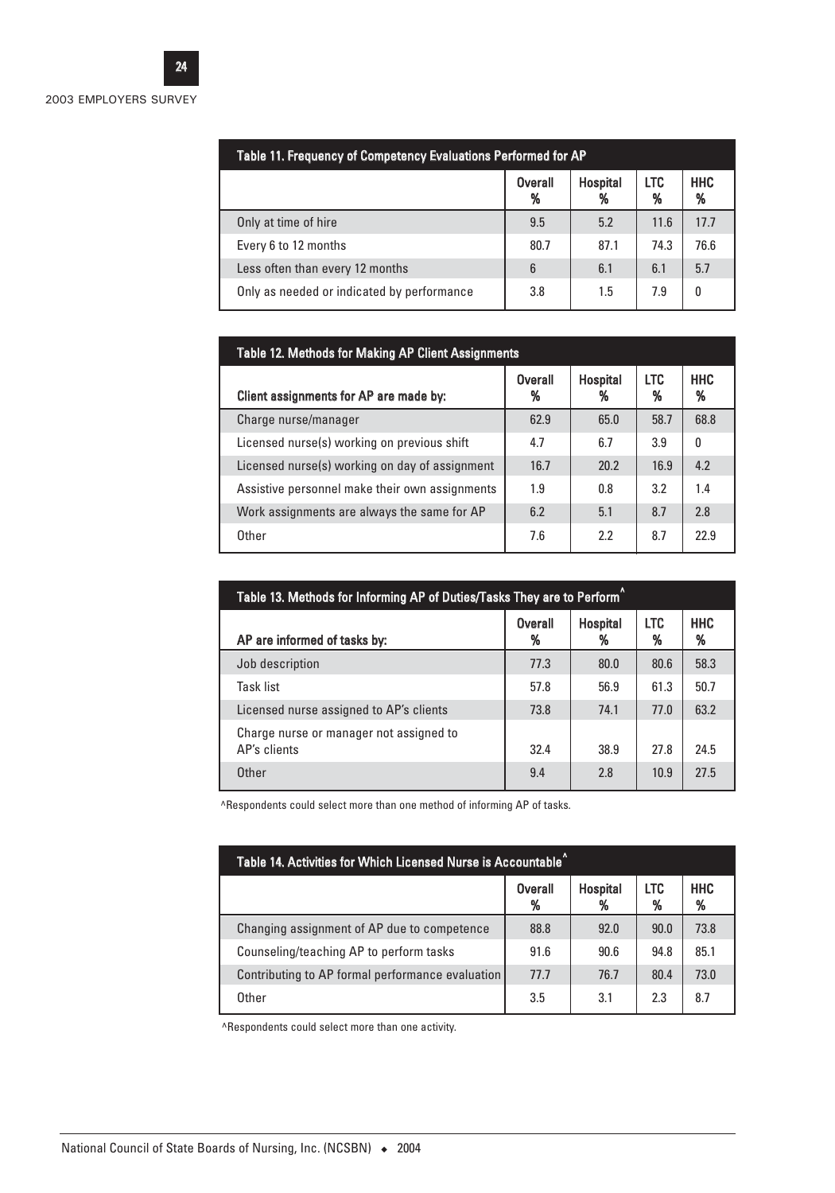| Table 11. Frequency of Competency Evaluations Performed for AP | Overall % | Hospital % | LTC % | HHC % |
|---|---|---|---|---|
| Only at time of hire | 9.5 | 5.2 | 11.6 | 17.7 |
| Every 6 to 12 months | 80.7 | 87.1 | 74.3 | 76.6 |
| Less often than every 12 months | 6 | 6.1 | 6.1 | 5.7 |
| Only as needed or indicated by performance | 3.8 | 1.5 | 7.9 | 0 |

**Table 12. Methods for Making AP Client Assignments**

| Client assignments for AP are made by: | Overall % | Hospital % | LTC % | HHC % |
|---|---|---|---|---|
| Charge nurse/manager | 62.9 | 65.0 | 58.7 | 68.8 |
| Licensed nurse(s) working on previous shift | 4.7 | 6.7 | 3.9 | 0 |
| Licensed nurse(s) working on day of assignment | 16.7 | 20.2 | 16.9 | 4.2 |
| Assistive personnel make their own assignments | 1.9 | 0.8 | 3.2 | 1.4 |
| Work assignments are always the same for AP | 6.2 | 5.1 | 8.7 | 2.8 |
| Other | 7.6 | 2.2 | 8.7 | 22.9 |

**Table 13. Methods for Informing AP of Duties/Tasks They are to Perform^**

| AP are informed of tasks by: | Overall % | Hospital % | LTC % | HHC % |
|---|---|---|---|---|
| Job description | 77.3 | 80.0 | 80.6 | 58.3 |
| Task list | 57.8 | 56.9 | 61.3 | 50.7 |
| Licensed nurse assigned to AP's clients | 73.8 | 74.1 | 77.0 | 63.2 |
| Charge nurse or manager not assigned to AP's clients | 32.4 | 38.9 | 27.8 | 24.5 |
| Other | 9.4 | 2.8 | 10.9 | 27.5 |

^Respondents could select more than one method of informing AP of tasks.

| Table 14. Activities for Which Licensed Nurse is Accountable^ | Overall % | Hospital % | LTC % | HHC % |
|---|---|---|---|---|
| Changing assignment of AP due to competence | 88.8 | 92.0 | 90.0 | 73.8 |
| Counseling/teaching AP to perform tasks | 91.6 | 90.6 | 94.8 | 85.1 |
| Contributing to AP formal performance evaluation | 77.7 | 76.7 | 80.4 | 73.0 |
| Other | 3.5 | 3.1 | 2.3 | 8.7 |

^Respondents could select more than one activity.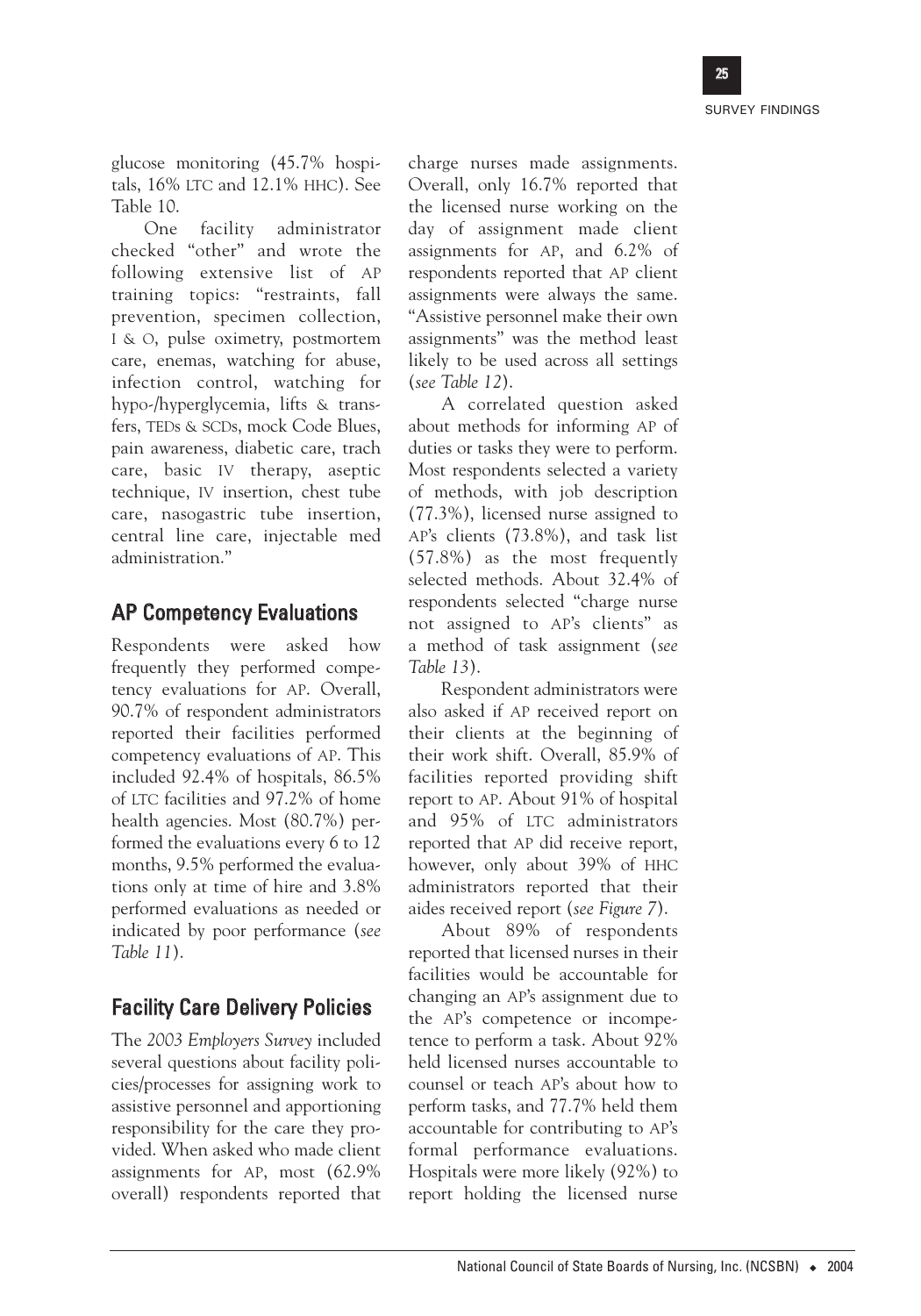glucose monitoring (45.7% hospitals, 16% LTC and 12.1% HHC). See Table 10.

One facility administrator checked "other" and wrote the following extensive list of AP training topics: "restraints, fall prevention, specimen collection, I & O, pulse oximetry, postmortem care, enemas, watching for abuse, infection control, watching for hypo-/hyperglycemia, lifts & transfers, TEDs & SCDs, mock Code Blues, pain awareness, diabetic care, trach care, basic IV therapy, aseptic technique, IV insertion, chest tube care, nasogastric tube insertion, central line care, injectable med administration."

## AP Competency Evaluations

Respondents were asked how frequently they performed competency evaluations for AP. Overall, 90.7% of respondent administrators reported their facilities performed competency evaluations of AP. This included 92.4% of hospitals, 86.5% of LTC facilities and 97.2% of home health agencies. Most (80.7%) performed the evaluations every 6 to 12 months, 9.5% performed the evaluations only at time of hire and 3.8% performed evaluations as needed or indicated by poor performance (*see Table 11*).

## Facility Care Delivery Policies

The *2003 Employers Survey* included several questions about facility policies/processes for assigning work to assistive personnel and apportioning responsibility for the care they provided. When asked who made client assignments for AP, most (62.9% overall) respondents reported that charge nurses made assignments. Overall, only 16.7% reported that the licensed nurse working on the day of assignment made client assignments for AP, and 6.2% of respondents reported that AP client assignments were always the same. "Assistive personnel make their own assignments" was the method least likely to be used across all settings (*see Table 12*).

A correlated question asked about methods for informing AP of duties or tasks they were to perform. Most respondents selected a variety of methods, with job description (77.3%), licensed nurse assigned to AP's clients (73.8%), and task list (57.8%) as the most frequently selected methods. About 32.4% of respondents selected "charge nurse not assigned to AP's clients" as a method of task assignment (*see Table 13*).

Respondent administrators were also asked if AP received report on their clients at the beginning of their work shift. Overall, 85.9% of facilities reported providing shift report to AP. About 91% of hospital and 95% of LTC administrators reported that AP did receive report, however, only about 39% of HHC administrators reported that their aides received report (*see Figure 7*).

About 89% of respondents reported that licensed nurses in their facilities would be accountable for changing an AP's assignment due to the AP's competence or incompetence to perform a task. About 92% held licensed nurses accountable to counsel or teach AP's about how to perform tasks, and 77.7% held them accountable for contributing to AP's formal performance evaluations. Hospitals were more likely (92%) to report holding the licensed nurse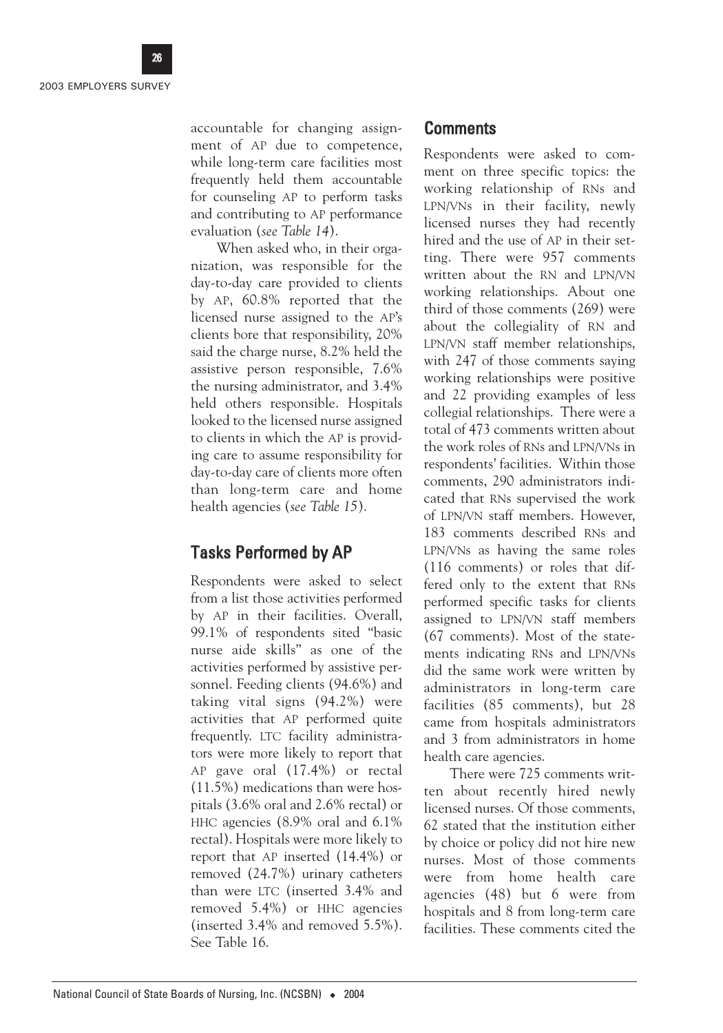accountable for changing assignment of AP due to competence, while long-term care facilities most frequently held them accountable for counseling AP to perform tasks and contributing to AP performance evaluation (*see Table 14*).

When asked who, in their organization, was responsible for the day-to-day care provided to clients by AP, 60.8% reported that the licensed nurse assigned to the AP's clients bore that responsibility, 20% said the charge nurse, 8.2% held the assistive person responsible, 7.6% the nursing administrator, and 3.4% held others responsible. Hospitals looked to the licensed nurse assigned to clients in which the AP is providing care to assume responsibility for day-to-day care of clients more often than long-term care and home health agencies (*see Table 15*).

## Tasks Performed by AP

Respondents were asked to select from a list those activities performed by AP in their facilities. Overall, 99.1% of respondents sited "basic nurse aide skills" as one of the activities performed by assistive personnel. Feeding clients (94.6%) and taking vital signs (94.2%) were activities that AP performed quite frequently. LTC facility administrators were more likely to report that AP gave oral (17.4%) or rectal (11.5%) medications than were hospitals (3.6% oral and 2.6% rectal) or HHC agencies (8.9% oral and 6.1% rectal). Hospitals were more likely to report that AP inserted (14.4%) or removed (24.7%) urinary catheters than were LTC (inserted 3.4% and removed 5.4%) or HHC agencies (inserted 3.4% and removed 5.5%). See Table 16.

## Comments

Respondents were asked to comment on three specific topics: the working relationship of RNs and LPN/VNs in their facility, newly licensed nurses they had recently hired and the use of AP in their setting. There were 957 comments written about the RN and LPN/VN working relationships. About one third of those comments (269) were about the collegiality of RN and LPN/VN staff member relationships, with 247 of those comments saying working relationships were positive and 22 providing examples of less collegial relationships. There were a total of 473 comments written about the work roles of RNs and LPN/VNs in respondents' facilities. Within those comments, 290 administrators indicated that RNs supervised the work of LPN/VN staff members. However, 183 comments described RNs and LPN/VNs as having the same roles (116 comments) or roles that differed only to the extent that RNs performed specific tasks for clients assigned to LPN/VN staff members (67 comments). Most of the statements indicating RNs and LPN/VNs did the same work were written by administrators in long-term care facilities (85 comments), but 28 came from hospitals administrators and 3 from administrators in home health care agencies.

There were 725 comments written about recently hired newly licensed nurses. Of those comments, 62 stated that the institution either by choice or policy did not hire new nurses. Most of those comments were from home health care agencies (48) but 6 were from hospitals and 8 from long-term care facilities. These comments cited the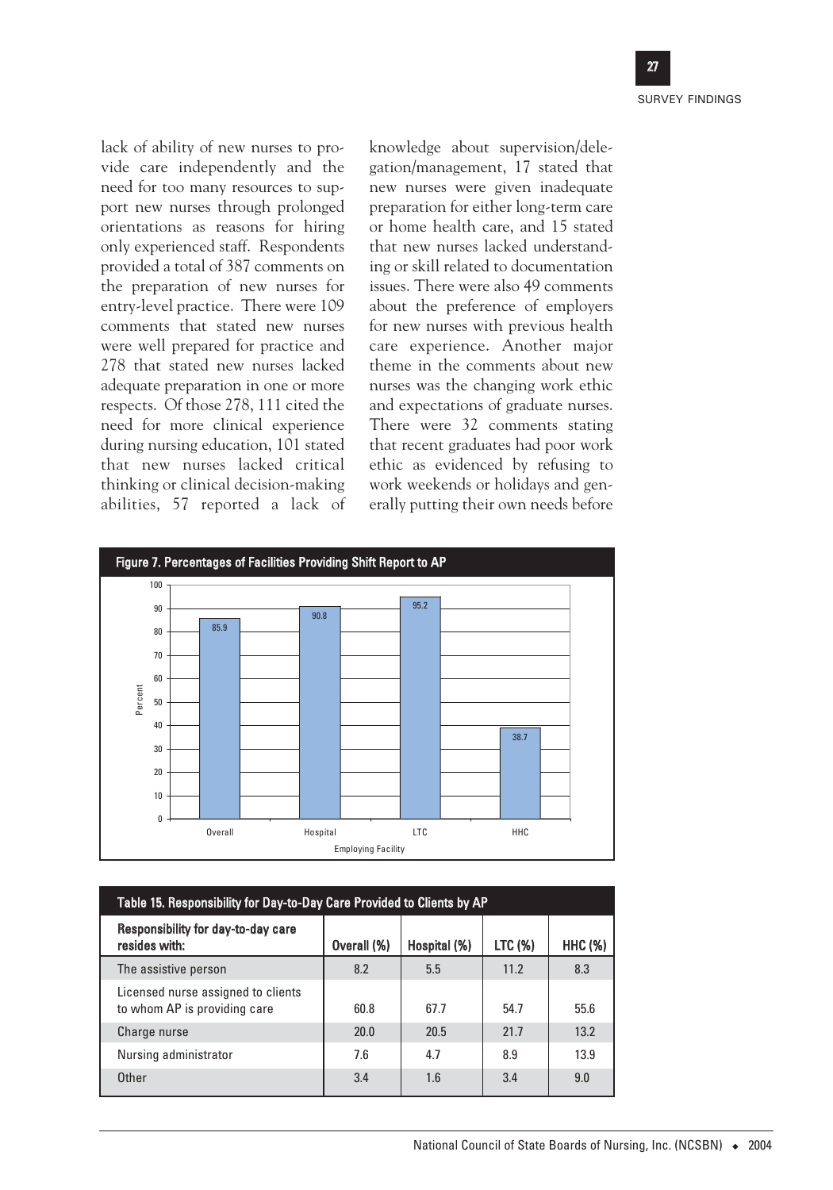lack of ability of new nurses to provide care independently and the need for too many resources to support new nurses through prolonged orientations as reasons for hiring only experienced staff. Respondents provided a total of 387 comments on the preparation of new nurses for entry-level practice. There were 109 comments that stated new nurses were well prepared for practice and 278 that stated new nurses lacked adequate preparation in one or more respects. Of those 278, 111 cited the need for more clinical experience during nursing education, 101 stated that new nurses lacked critical thinking or clinical decision-making abilities, 57 reported a lack of knowledge about supervision/delegation/management, 17 stated that new nurses were given inadequate preparation for either long-term care or home health care, and 15 stated that new nurses lacked understanding or skill related to documentation issues. There were also 49 comments about the preference of employers for new nurses with previous health care experience. Another major theme in the comments about new nurses was the changing work ethic and expectations of graduate nurses. There were 32 comments stating that recent graduates had poor work ethic as evidenced by refusing to work weekends or holidays and generally putting their own needs before

**Figure 7. Percentages of Facilities Providing Shift Report to AP**

| Employing Facility | Percent |
|---|---|
| Overall | 85.9 |
| Hospital | 90.8 |
| LTC | 95.2 |
| HHC | 38.7 |

**Table 15. Responsibility for Day-to-Day Care Provided to Clients by AP**

| Responsibility for day-to-day care resides with: | Overall (%) | Hospital (%) | LTC (%) | HHC (%) |
|---|---|---|---|---|
| The assistive person | 8.2 | 5.5 | 11.2 | 8.3 |
| Licensed nurse assigned to clients to whom AP is providing care | 60.8 | 67.7 | 54.7 | 55.6 |
| Charge nurse | 20.0 | 20.5 | 21.7 | 13.2 |
| Nursing administrator | 7.6 | 4.7 | 8.9 | 13.9 |
| Other | 3.4 | 1.6 | 3.4 | 9.0 |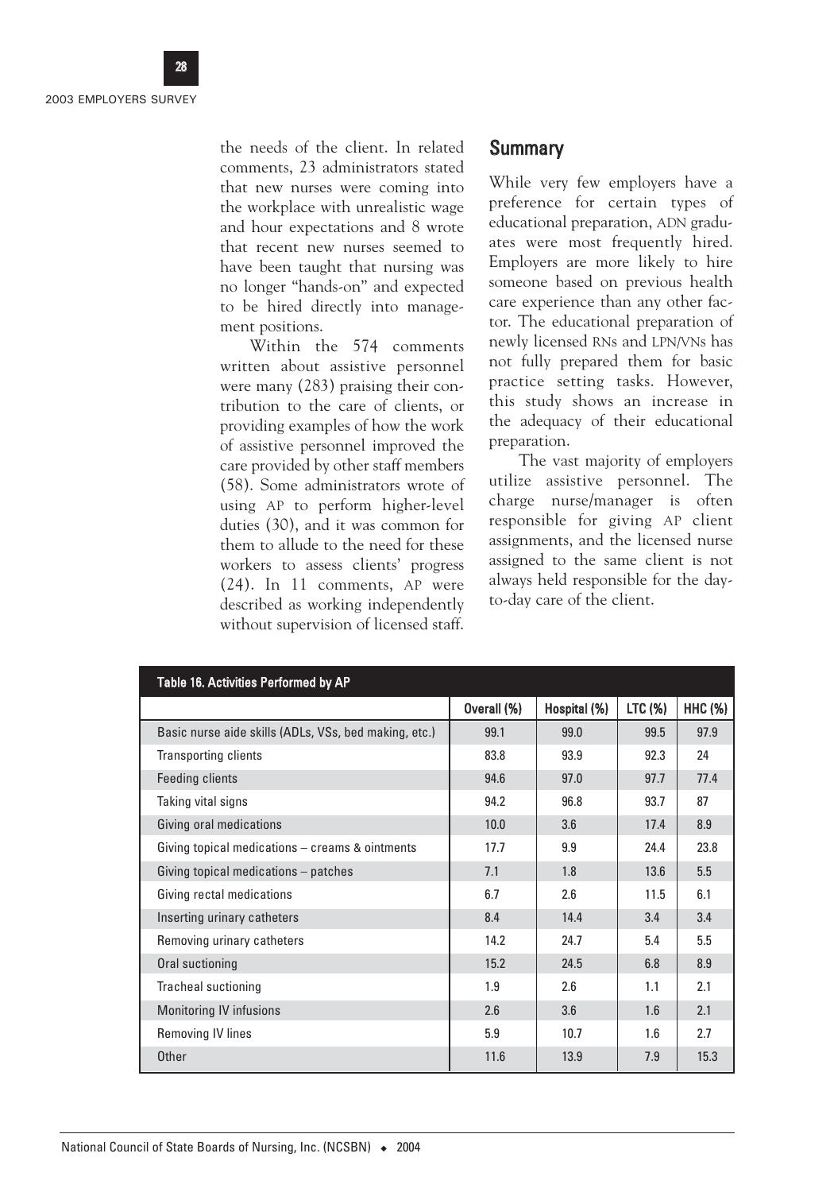the needs of the client. In related comments, 23 administrators stated that new nurses were coming into the workplace with unrealistic wage and hour expectations and 8 wrote that recent new nurses seemed to have been taught that nursing was no longer "hands-on" and expected to be hired directly into management positions.

Within the 574 comments written about assistive personnel were many (283) praising their contribution to the care of clients, or providing examples of how the work of assistive personnel improved the care provided by other staff members (58). Some administrators wrote of using AP to perform higher-level duties (30), and it was common for them to allude to the need for these workers to assess clients' progress (24). In 11 comments, AP were described as working independently without supervision of licensed staff.

## Summary

While very few employers have a preference for certain types of educational preparation, ADN graduates were most frequently hired. Employers are more likely to hire someone based on previous health care experience than any other factor. The educational preparation of newly licensed RNs and LPN/VNs has not fully prepared them for basic practice setting tasks. However, this study shows an increase in the adequacy of their educational preparation.

The vast majority of employers utilize assistive personnel. The charge nurse/manager is often responsible for giving AP client assignments, and the licensed nurse assigned to the same client is not always held responsible for the day-to-day care of the client.

**Table 16. Activities Performed by AP**

| | Overall (%) | Hospital (%) | LTC (%) | HHC (%) |
|---|---|---|---|---|
| Basic nurse aide skills (ADLs, VSs, bed making, etc.) | 99.1 | 99.0 | 99.5 | 97.9 |
| Transporting clients | 83.8 | 93.9 | 92.3 | 24 |
| Feeding clients | 94.6 | 97.0 | 97.7 | 77.4 |
| Taking vital signs | 94.2 | 96.8 | 93.7 | 87 |
| Giving oral medications | 10.0 | 3.6 | 17.4 | 8.9 |
| Giving topical medications – creams & ointments | 17.7 | 9.9 | 24.4 | 23.8 |
| Giving topical medications – patches | 7.1 | 1.8 | 13.6 | 5.5 |
| Giving rectal medications | 6.7 | 2.6 | 11.5 | 6.1 |
| Inserting urinary catheters | 8.4 | 14.4 | 3.4 | 3.4 |
| Removing urinary catheters | 14.2 | 24.7 | 5.4 | 5.5 |
| Oral suctioning | 15.2 | 24.5 | 6.8 | 8.9 |
| Tracheal suctioning | 1.9 | 2.6 | 1.1 | 2.1 |
| Monitoring IV infusions | 2.6 | 3.6 | 1.6 | 2.1 |
| Removing IV lines | 5.9 | 10.7 | 1.6 | 2.7 |
| Other | 11.6 | 13.9 | 7.9 | 15.3 |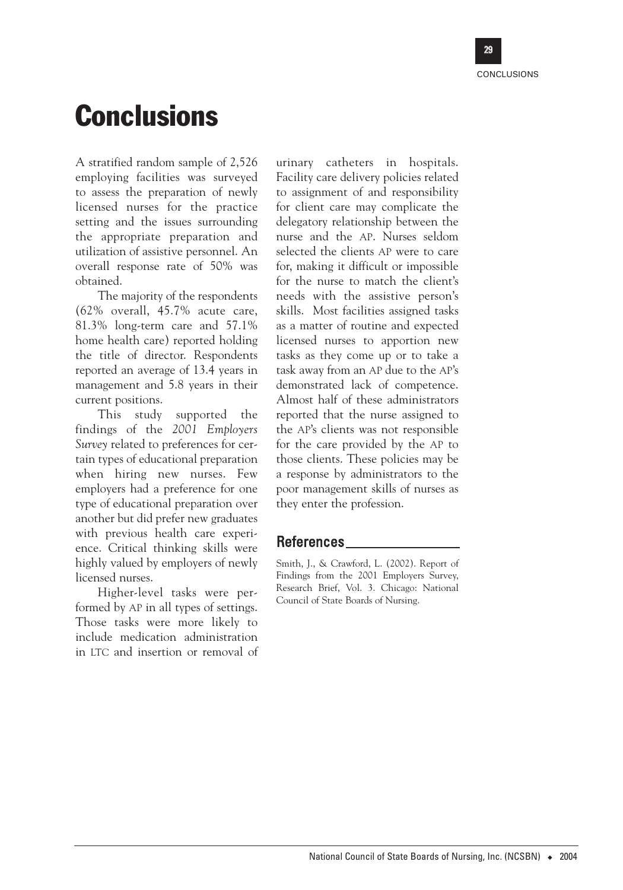# Conclusions

A stratified random sample of 2,526 employing facilities was surveyed to assess the preparation of newly licensed nurses for the practice setting and the issues surrounding the appropriate preparation and utilization of assistive personnel. An overall response rate of 50% was obtained.

The majority of the respondents (62% overall, 45.7% acute care, 81.3% long-term care and 57.1% home health care) reported holding the title of director. Respondents reported an average of 13.4 years in management and 5.8 years in their current positions.

This study supported the findings of the *2001 Employers Survey* related to preferences for certain types of educational preparation when hiring new nurses. Few employers had a preference for one type of educational preparation over another but did prefer new graduates with previous health care experience. Critical thinking skills were highly valued by employers of newly licensed nurses.

Higher-level tasks were performed by AP in all types of settings. Those tasks were more likely to include medication administration in LTC and insertion or removal of urinary catheters in hospitals. Facility care delivery policies related to assignment of and responsibility for client care may complicate the delegatory relationship between the nurse and the AP. Nurses seldom selected the clients AP were to care for, making it difficult or impossible for the nurse to match the client's needs with the assistive person's skills. Most facilities assigned tasks as a matter of routine and expected licensed nurses to apportion new tasks as they come up or to take a task away from an AP due to the AP's demonstrated lack of competence. Almost half of these administrators reported that the nurse assigned to the AP's clients was not responsible for the care provided by the AP to those clients. These policies may be a response by administrators to the poor management skills of nurses as they enter the profession.

## References

Smith, J., & Crawford, L. (2002). Report of Findings from the 2001 Employers Survey, Research Brief, Vol. 3. Chicago: National Council of State Boards of Nursing.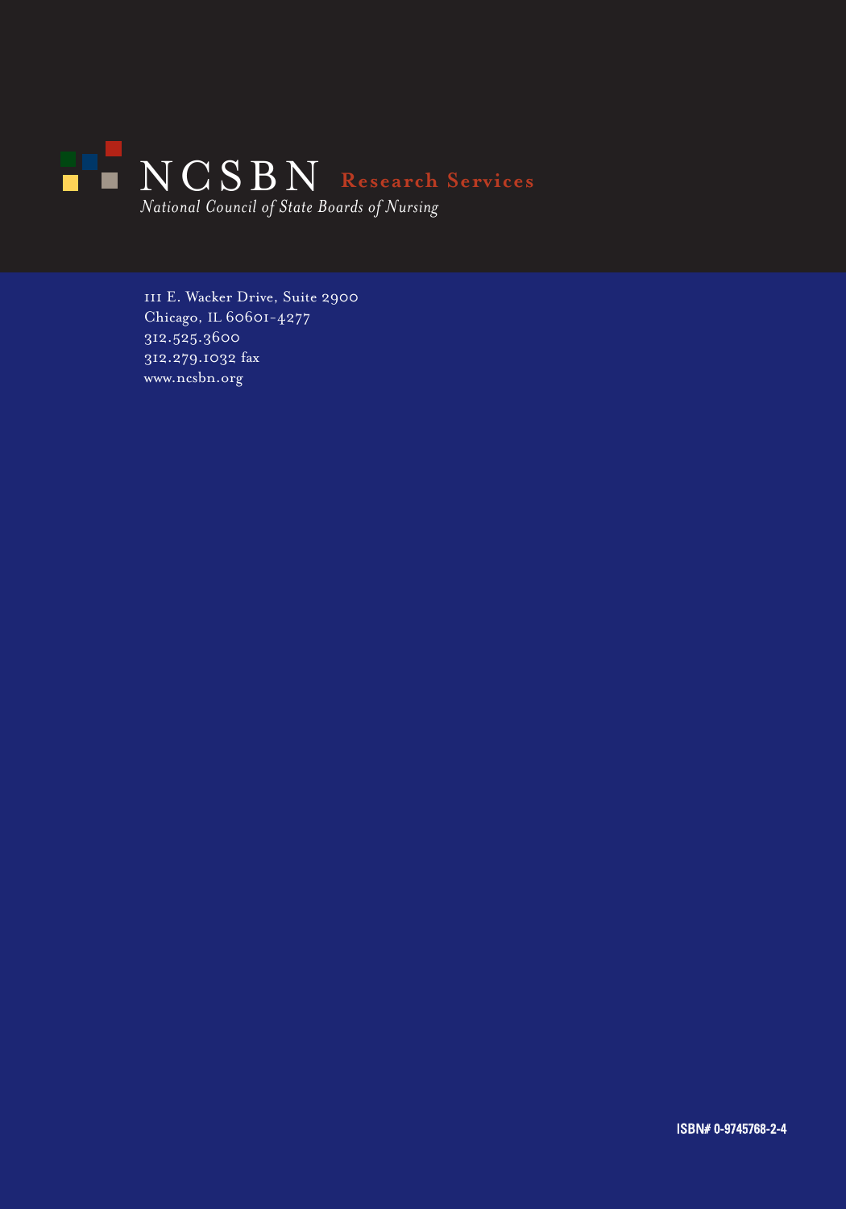NCSBN Research Services

*National Council of State Boards of Nursing*

111 E. Wacker Drive, Suite 2900
Chicago, IL 60601-4277
312.525.3600
312.279.1032 fax
www.ncsbn.org

ISBN# 0-9745768-2-4